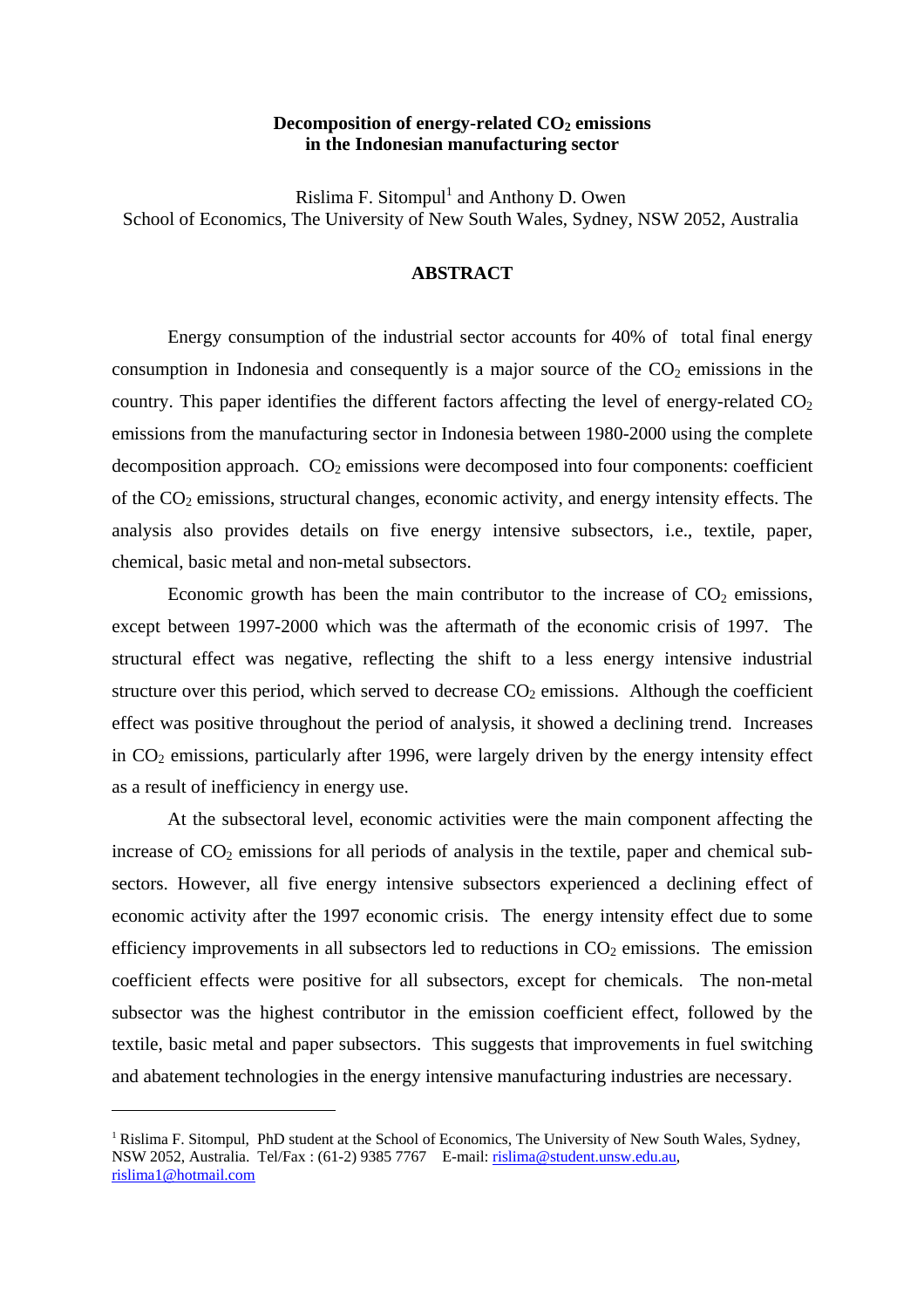# Decomposition of energy-related $CO_2$ emissions in the Indonesian manufacturing sector

Rislima F. Sitompul[1] and Anthony D. Owen
School of Economics, The University of New South Wales, Sydney, NSW 2052, Australia

## ABSTRACT

Energy consumption of the industrial sector accounts for 40% of total final energy consumption in Indonesia and consequently is a major source of the $CO_2$ emissions in the country. This paper identifies the different factors affecting the level of energy-related $CO_2$ emissions from the manufacturing sector in Indonesia between 1980-2000 using the complete decomposition approach. $CO_2$ emissions were decomposed into four components: coefficient of the $CO_2$ emissions, structural changes, economic activity, and energy intensity effects. The analysis also provides details on five energy intensive subsectors, i.e., textile, paper, chemical, basic metal and non-metal subsectors.

Economic growth has been the main contributor to the increase of $CO_2$ emissions, except between 1997-2000 which was the aftermath of the economic crisis of 1997. The structural effect was negative, reflecting the shift to a less energy intensive industrial structure over this period, which served to decrease $CO_2$ emissions. Although the coefficient effect was positive throughout the period of analysis, it showed a declining trend. Increases in $CO_2$ emissions, particularly after 1996, were largely driven by the energy intensity effect as a result of inefficiency in energy use.

At the subsectoral level, economic activities were the main component affecting the increase of $CO_2$ emissions for all periods of analysis in the textile, paper and chemical sub-sectors. However, all five energy intensive subsectors experienced a declining effect of economic activity after the 1997 economic crisis. The energy intensity effect due to some efficiency improvements in all subsectors led to reductions in $CO_2$ emissions. The emission coefficient effects were positive for all subsectors, except for chemicals. The non-metal subsector was the highest contributor in the emission coefficient effect, followed by the textile, basic metal and paper subsectors. This suggests that improvements in fuel switching and abatement technologies in the energy intensive manufacturing industries are necessary.

---

[1] Rislima F. Sitompul, PhD student at the School of Economics, The University of New South Wales, Sydney, NSW 2052, Australia. Tel/Fax : (61-2) 9385 7767 E-mail: rislima@student.unsw.edu.au, rislima1@hotmail.com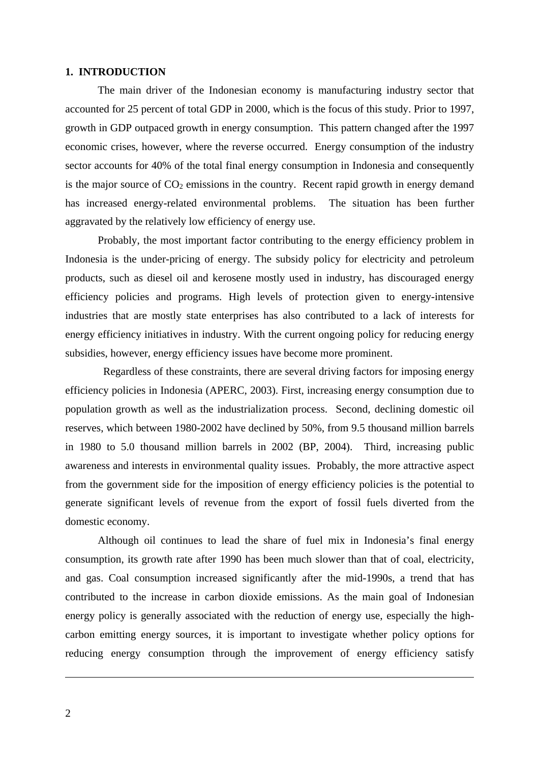## 1. INTRODUCTION

The main driver of the Indonesian economy is manufacturing industry sector that accounted for 25 percent of total GDP in 2000, which is the focus of this study. Prior to 1997, growth in GDP outpaced growth in energy consumption. This pattern changed after the 1997 economic crises, however, where the reverse occurred. Energy consumption of the industry sector accounts for 40% of the total final energy consumption in Indonesia and consequently is the major source of $CO_2$ emissions in the country. Recent rapid growth in energy demand has increased energy-related environmental problems. The situation has been further aggravated by the relatively low efficiency of energy use.

Probably, the most important factor contributing to the energy efficiency problem in Indonesia is the under-pricing of energy. The subsidy policy for electricity and petroleum products, such as diesel oil and kerosene mostly used in industry, has discouraged energy efficiency policies and programs. High levels of protection given to energy-intensive industries that are mostly state enterprises has also contributed to a lack of interests for energy efficiency initiatives in industry. With the current ongoing policy for reducing energy subsidies, however, energy efficiency issues have become more prominent.

Regardless of these constraints, there are several driving factors for imposing energy efficiency policies in Indonesia (APERC, 2003). First, increasing energy consumption due to population growth as well as the industrialization process. Second, declining domestic oil reserves, which between 1980-2002 have declined by 50%, from 9.5 thousand million barrels in 1980 to 5.0 thousand million barrels in 2002 (BP, 2004). Third, increasing public awareness and interests in environmental quality issues. Probably, the more attractive aspect from the government side for the imposition of energy efficiency policies is the potential to generate significant levels of revenue from the export of fossil fuels diverted from the domestic economy.

Although oil continues to lead the share of fuel mix in Indonesia's final energy consumption, its growth rate after 1990 has been much slower than that of coal, electricity, and gas. Coal consumption increased significantly after the mid-1990s, a trend that has contributed to the increase in carbon dioxide emissions. As the main goal of Indonesian energy policy is generally associated with the reduction of energy use, especially the high-carbon emitting energy sources, it is important to investigate whether policy options for reducing energy consumption through the improvement of energy efficiency satisfy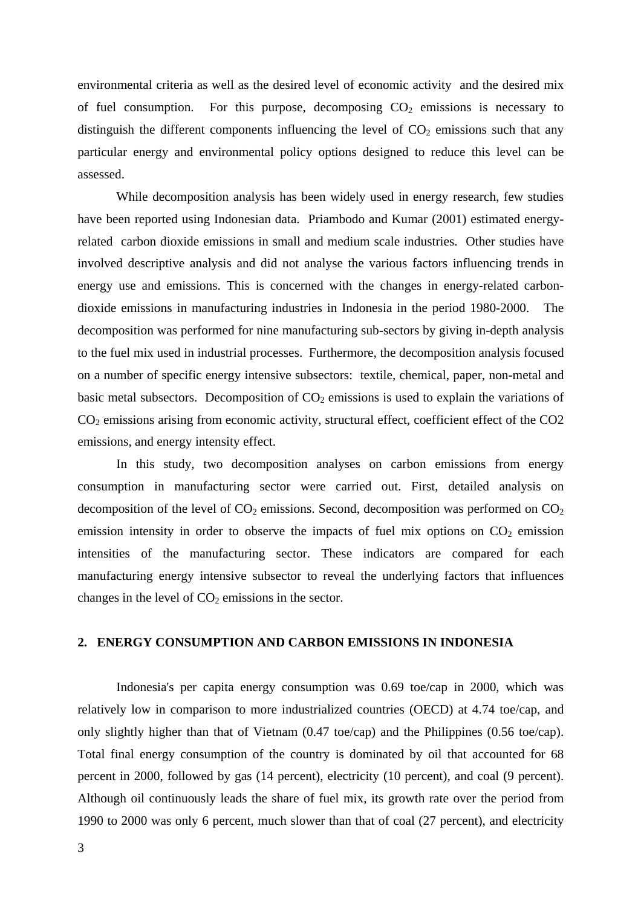environmental criteria as well as the desired level of economic activity and the desired mix of fuel consumption. For this purpose, decomposing $CO_2$ emissions is necessary to distinguish the different components influencing the level of $CO_2$ emissions such that any particular energy and environmental policy options designed to reduce this level can be assessed.

While decomposition analysis has been widely used in energy research, few studies have been reported using Indonesian data. Priambodo and Kumar (2001) estimated energy-related carbon dioxide emissions in small and medium scale industries. Other studies have involved descriptive analysis and did not analyse the various factors influencing trends in energy use and emissions. This is concerned with the changes in energy-related carbon-dioxide emissions in manufacturing industries in Indonesia in the period 1980-2000. The decomposition was performed for nine manufacturing sub-sectors by giving in-depth analysis to the fuel mix used in industrial processes. Furthermore, the decomposition analysis focused on a number of specific energy intensive subsectors: textile, chemical, paper, non-metal and basic metal subsectors. Decomposition of $CO_2$ emissions is used to explain the variations of $CO_2$ emissions arising from economic activity, structural effect, coefficient effect of the CO2 emissions, and energy intensity effect.

In this study, two decomposition analyses on carbon emissions from energy consumption in manufacturing sector were carried out. First, detailed analysis on decomposition of the level of $CO_2$ emissions. Second, decomposition was performed on $CO_2$ emission intensity in order to observe the impacts of fuel mix options on $CO_2$ emission intensities of the manufacturing sector. These indicators are compared for each manufacturing energy intensive subsector to reveal the underlying factors that influences changes in the level of $CO_2$ emissions in the sector.

## 2. ENERGY CONSUMPTION AND CARBON EMISSIONS IN INDONESIA

Indonesia's per capita energy consumption was 0.69 toe/cap in 2000, which was relatively low in comparison to more industrialized countries (OECD) at 4.74 toe/cap, and only slightly higher than that of Vietnam (0.47 toe/cap) and the Philippines (0.56 toe/cap). Total final energy consumption of the country is dominated by oil that accounted for 68 percent in 2000, followed by gas (14 percent), electricity (10 percent), and coal (9 percent). Although oil continuously leads the share of fuel mix, its growth rate over the period from 1990 to 2000 was only 6 percent, much slower than that of coal (27 percent), and electricity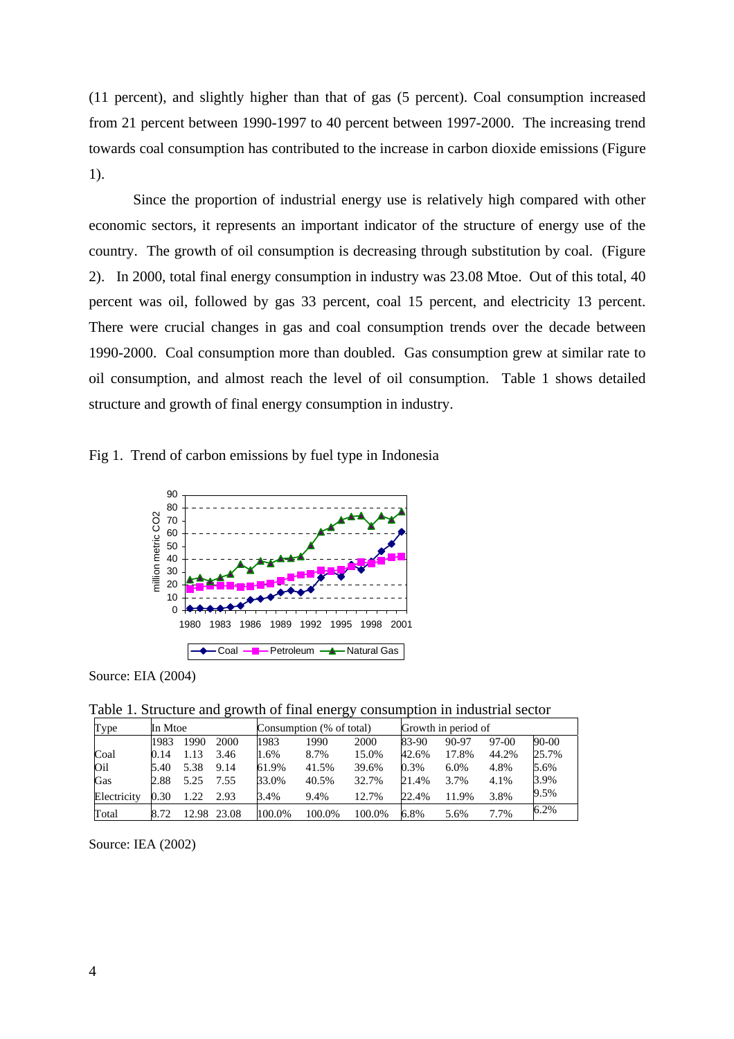(11 percent), and slightly higher than that of gas (5 percent). Coal consumption increased from 21 percent between 1990-1997 to 40 percent between 1997-2000. The increasing trend towards coal consumption has contributed to the increase in carbon dioxide emissions (Figure 1).

Since the proportion of industrial energy use is relatively high compared with other economic sectors, it represents an important indicator of the structure of energy use of the country. The growth of oil consumption is decreasing through substitution by coal. (Figure 2). In 2000, total final energy consumption in industry was 23.08 Mtoe. Out of this total, 40 percent was oil, followed by gas 33 percent, coal 15 percent, and electricity 13 percent. There were crucial changes in gas and coal consumption trends over the decade between 1990-2000. Coal consumption more than doubled. Gas consumption grew at similar rate to oil consumption, and almost reach the level of oil consumption. Table 1 shows detailed structure and growth of final energy consumption in industry.

Fig 1. Trend of carbon emissions by fuel type in Indonesia

Source: EIA (2004)

Table 1. Structure and growth of final energy consumption in industrial sector

| Type | In Mtoe | | | Consumption (% of total) | | | Growth in period of | | | |
|---|---|---|---|---|---|---|---|---|---|---|
| | 1983 | 1990 | 2000 | 1983 | 1990 | 2000 | 83-90 | 90-97 | 97-00 | 90-00 |
| Coal | 0.14 | 1.13 | 3.46 | 1.6% | 8.7% | 15.0% | 42.6% | 17.8% | 44.2% | 25.7% |
| Oil | 5.40 | 5.38 | 9.14 | 61.9% | 41.5% | 39.6% | 0.3% | 6.0% | 4.8% | 5.6% |
| Gas | 2.88 | 5.25 | 7.55 | 33.0% | 40.5% | 32.7% | 21.4% | 3.7% | 4.1% | 3.9% |
| Electricity | 0.30 | 1.22 | 2.93 | 3.4% | 9.4% | 12.7% | 22.4% | 11.9% | 3.8% | 9.5% |
| Total | 8.72 | 12.98 | 23.08 | 100.0% | 100.0% | 100.0% | 6.8% | 5.6% | 7.7% | 6.2% |

Source: IEA (2002)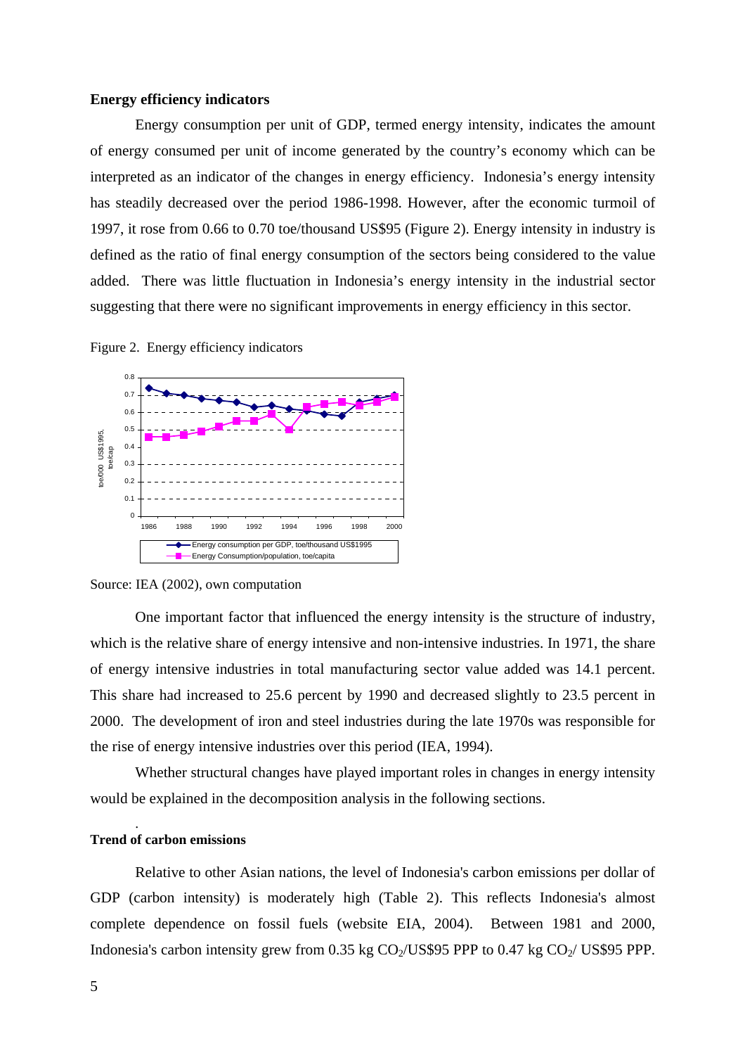**Energy efficiency indicators**

Energy consumption per unit of GDP, termed energy intensity, indicates the amount of energy consumed per unit of income generated by the country's economy which can be interpreted as an indicator of the changes in energy efficiency. Indonesia's energy intensity has steadily decreased over the period 1986-1998. However, after the economic turmoil of 1997, it rose from 0.66 to 0.70 toe/thousand US$95 (Figure 2). Energy intensity in industry is defined as the ratio of final energy consumption of the sectors being considered to the value added. There was little fluctuation in Indonesia's energy intensity in the industrial sector suggesting that there were no significant improvements in energy efficiency in this sector.

Figure 2. Energy efficiency indicators

Source: IEA (2002), own computation

One important factor that influenced the energy intensity is the structure of industry, which is the relative share of energy intensive and non-intensive industries. In 1971, the share of energy intensive industries in total manufacturing sector value added was 14.1 percent. This share had increased to 25.6 percent by 1990 and decreased slightly to 23.5 percent in 2000. The development of iron and steel industries during the late 1970s was responsible for the rise of energy intensive industries over this period (IEA, 1994).

Whether structural changes have played important roles in changes in energy intensity would be explained in the decomposition analysis in the following sections.

**Trend of carbon emissions**

Relative to other Asian nations, the level of Indonesia's carbon emissions per dollar of GDP (carbon intensity) is moderately high (Table 2). This reflects Indonesia's almost complete dependence on fossil fuels (website EIA, 2004). Between 1981 and 2000, Indonesia's carbon intensity grew from 0.35 kg $CO_2$/US$95 PPP to 0.47 kg $CO_2$/ US$95 PPP.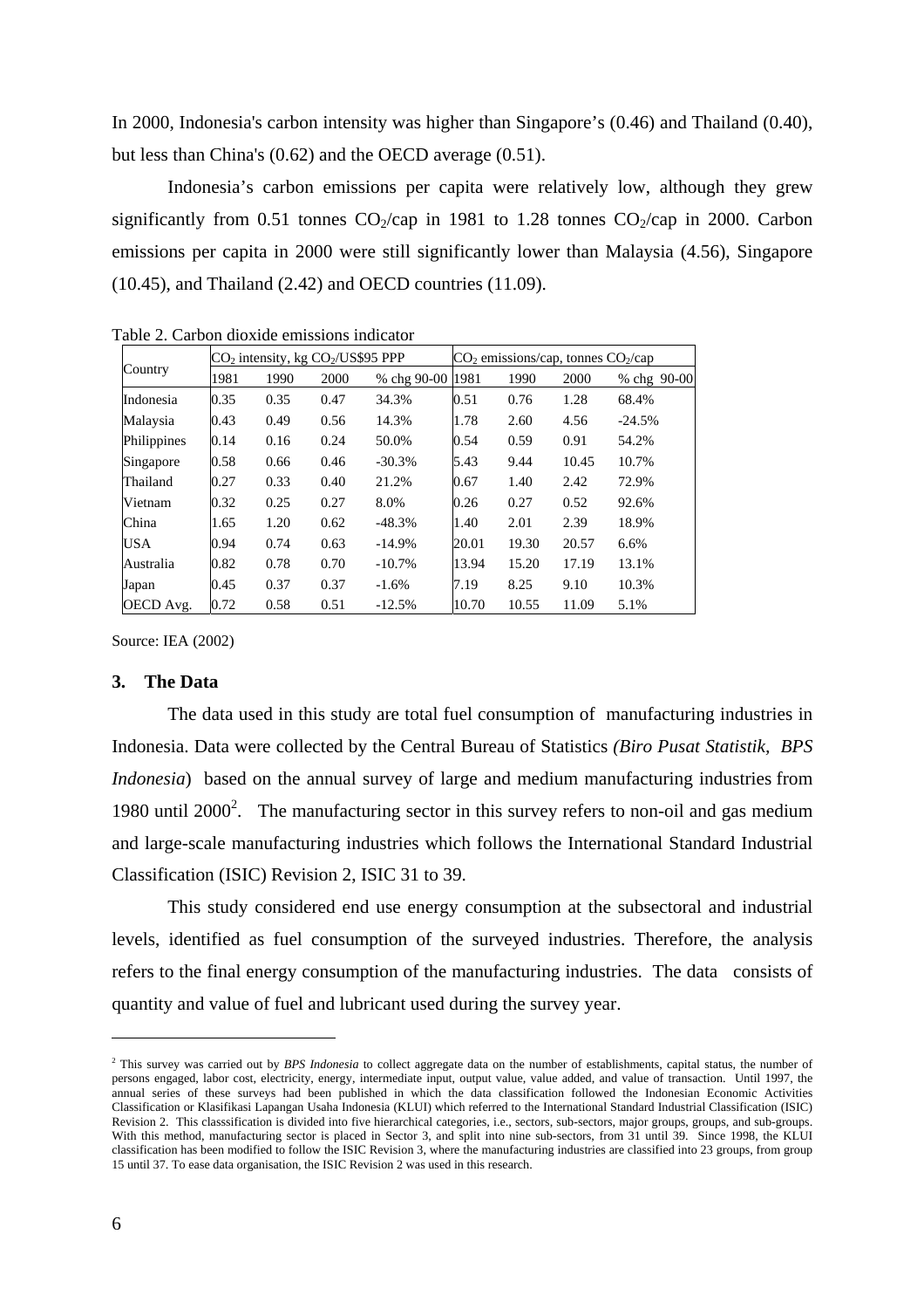In 2000, Indonesia's carbon intensity was higher than Singapore's (0.46) and Thailand (0.40), but less than China's (0.62) and the OECD average (0.51).

Indonesia's carbon emissions per capita were relatively low, although they grew significantly from 0.51 tonnes $CO_2$/cap in 1981 to 1.28 tonnes $CO_2$/cap in 2000. Carbon emissions per capita in 2000 were still significantly lower than Malaysia (4.56), Singapore (10.45), and Thailand (2.42) and OECD countries (11.09).

Table 2. Carbon dioxide emissions indicator

| Country | $CO_2$ intensity, kg $CO_2$/US$95 PPP | | | | $CO_2$ emissions/cap, tonnes $CO_2$/cap | | | |
|---|---|---|---|---|---|---|---|---|
| | 1981 | 1990 | 2000 | % chg 90-00 | 1981 | 1990 | 2000 | % chg 90-00 |
| Indonesia | 0.35 | 0.35 | 0.47 | 34.3% | 0.51 | 0.76 | 1.28 | 68.4% |
| Malaysia | 0.43 | 0.49 | 0.56 | 14.3% | 1.78 | 2.60 | 4.56 | -24.5% |
| Philippines | 0.14 | 0.16 | 0.24 | 50.0% | 0.54 | 0.59 | 0.91 | 54.2% |
| Singapore | 0.58 | 0.66 | 0.46 | -30.3% | 5.43 | 9.44 | 10.45 | 10.7% |
| Thailand | 0.27 | 0.33 | 0.40 | 21.2% | 0.67 | 1.40 | 2.42 | 72.9% |
| Vietnam | 0.32 | 0.25 | 0.27 | 8.0% | 0.26 | 0.27 | 0.52 | 92.6% |
| China | 1.65 | 1.20 | 0.62 | -48.3% | 1.40 | 2.01 | 2.39 | 18.9% |
| USA | 0.94 | 0.74 | 0.63 | -14.9% | 20.01 | 19.30 | 20.57 | 6.6% |
| Australia | 0.82 | 0.78 | 0.70 | -10.7% | 13.94 | 15.20 | 17.19 | 13.1% |
| Japan | 0.45 | 0.37 | 0.37 | -1.6% | 7.19 | 8.25 | 9.10 | 10.3% |
| OECD Avg. | 0.72 | 0.58 | 0.51 | -12.5% | 10.70 | 10.55 | 11.09 | 5.1% |

Source: IEA (2002)

## 3. The Data

The data used in this study are total fuel consumption of manufacturing industries in Indonesia. Data were collected by the Central Bureau of Statistics *(Biro Pusat Statistik, BPS Indonesia*) based on the annual survey of large and medium manufacturing industries from 1980 until 2000[2]. The manufacturing sector in this survey refers to non-oil and gas medium and large-scale manufacturing industries which follows the International Standard Industrial Classification (ISIC) Revision 2, ISIC 31 to 39.

This study considered end use energy consumption at the subsectoral and industrial levels, identified as fuel consumption of the surveyed industries. Therefore, the analysis refers to the final energy consumption of the manufacturing industries. The data consists of quantity and value of fuel and lubricant used during the survey year.

---

[2] This survey was carried out by *BPS Indonesia* to collect aggregate data on the number of establishments, capital status, the number of persons engaged, labor cost, electricity, energy, intermediate input, output value, value added, and value of transaction. Until 1997, the annual series of these surveys had been published in which the data classification followed the Indonesian Economic Activities Classification or Klasifikasi Lapangan Usaha Indonesia (KLUI) which referred to the International Standard Industrial Classification (ISIC) Revision 2. This classsification is divided into five hierarchical categories, i.e., sectors, sub-sectors, major groups, groups, and sub-groups. With this method, manufacturing sector is placed in Sector 3, and split into nine sub-sectors, from 31 until 39. Since 1998, the KLUI classification has been modified to follow the ISIC Revision 3, where the manufacturing industries are classified into 23 groups, from group 15 until 37. To ease data organisation, the ISIC Revision 2 was used in this research.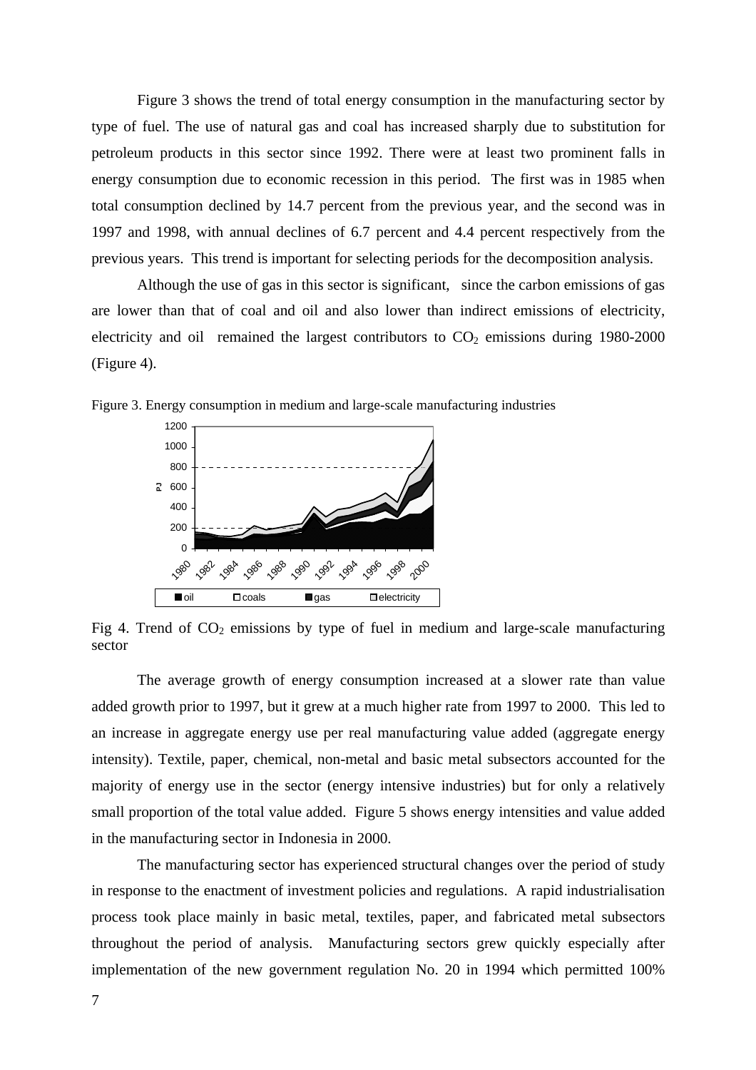Figure 3 shows the trend of total energy consumption in the manufacturing sector by type of fuel. The use of natural gas and coal has increased sharply due to substitution for petroleum products in this sector since 1992. There were at least two prominent falls in energy consumption due to economic recession in this period. The first was in 1985 when total consumption declined by 14.7 percent from the previous year, and the second was in 1997 and 1998, with annual declines of 6.7 percent and 4.4 percent respectively from the previous years. This trend is important for selecting periods for the decomposition analysis.

Although the use of gas in this sector is significant, since the carbon emissions of gas are lower than that of coal and oil and also lower than indirect emissions of electricity, electricity and oil remained the largest contributors to $CO_2$ emissions during 1980-2000 (Figure 4).

Figure 3. Energy consumption in medium and large-scale manufacturing industries

Fig 4. Trend of $CO_2$ emissions by type of fuel in medium and large-scale manufacturing sector

The average growth of energy consumption increased at a slower rate than value added growth prior to 1997, but it grew at a much higher rate from 1997 to 2000. This led to an increase in aggregate energy use per real manufacturing value added (aggregate energy intensity). Textile, paper, chemical, non-metal and basic metal subsectors accounted for the majority of energy use in the sector (energy intensive industries) but for only a relatively small proportion of the total value added. Figure 5 shows energy intensities and value added in the manufacturing sector in Indonesia in 2000.

The manufacturing sector has experienced structural changes over the period of study in response to the enactment of investment policies and regulations. A rapid industrialisation process took place mainly in basic metal, textiles, paper, and fabricated metal subsectors throughout the period of analysis. Manufacturing sectors grew quickly especially after implementation of the new government regulation No. 20 in 1994 which permitted 100%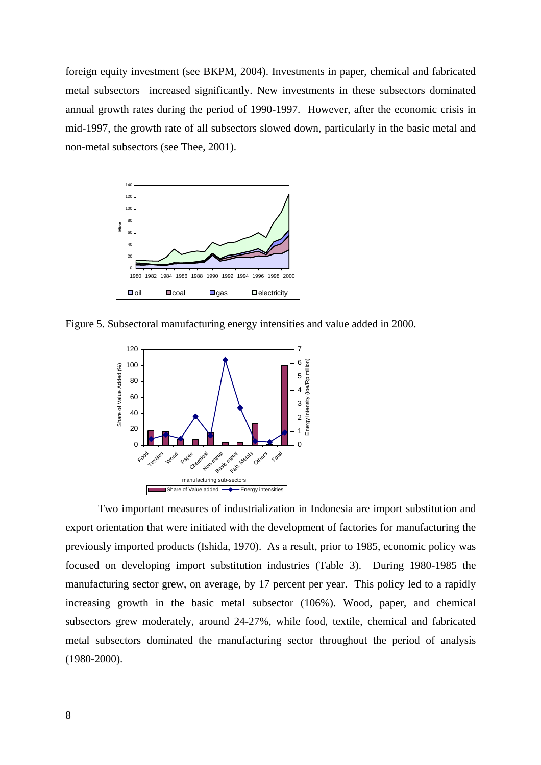foreign equity investment (see BKPM, 2004). Investments in paper, chemical and fabricated metal subsectors increased significantly. New investments in these subsectors dominated annual growth rates during the period of 1990-1997. However, after the economic crisis in mid-1997, the growth rate of all subsectors slowed down, particularly in the basic metal and non-metal subsectors (see Thee, 2001).

Figure 5. Subsectoral manufacturing energy intensities and value added in 2000.

Two important measures of industrialization in Indonesia are import substitution and export orientation that were initiated with the development of factories for manufacturing the previously imported products (Ishida, 1970). As a result, prior to 1985, economic policy was focused on developing import substitution industries (Table 3). During 1980-1985 the manufacturing sector grew, on average, by 17 percent per year. This policy led to a rapidly increasing growth in the basic metal subsector (106%). Wood, paper, and chemical subsectors grew moderately, around 24-27%, while food, textile, chemical and fabricated metal subsectors dominated the manufacturing sector throughout the period of analysis (1980-2000).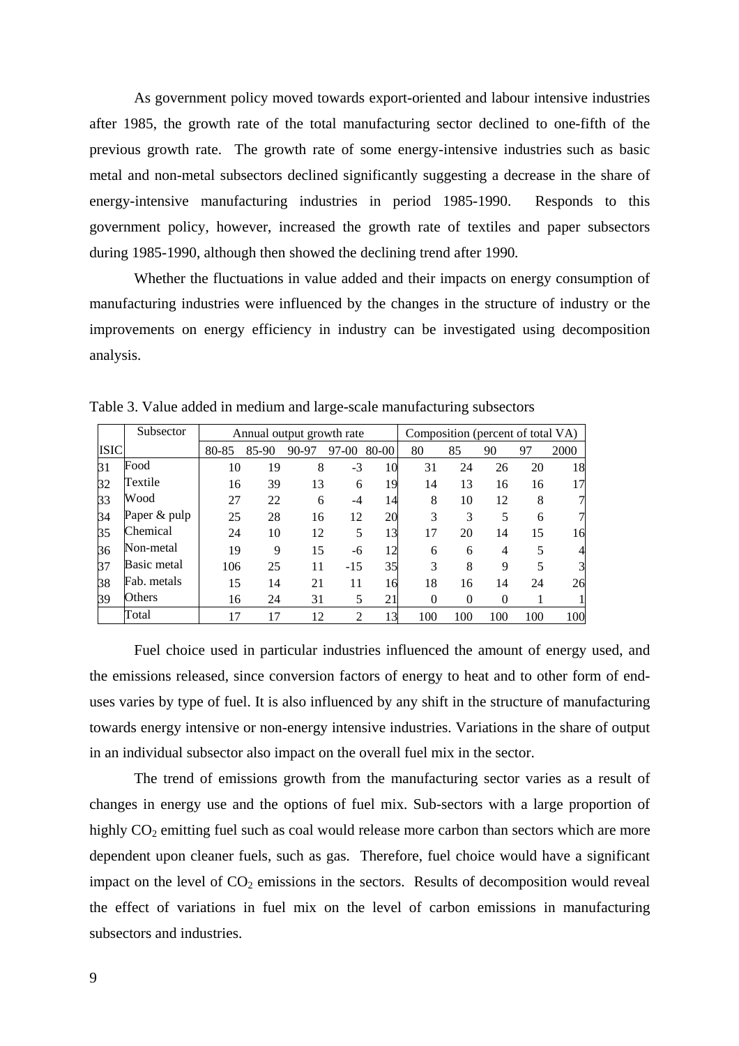As government policy moved towards export-oriented and labour intensive industries after 1985, the growth rate of the total manufacturing sector declined to one-fifth of the previous growth rate. The growth rate of some energy-intensive industries such as basic metal and non-metal subsectors declined significantly suggesting a decrease in the share of energy-intensive manufacturing industries in period 1985-1990. Responds to this government policy, however, increased the growth rate of textiles and paper subsectors during 1985-1990, although then showed the declining trend after 1990.

Whether the fluctuations in value added and their impacts on energy consumption of manufacturing industries were influenced by the changes in the structure of industry or the improvements on energy efficiency in industry can be investigated using decomposition analysis.

Table 3. Value added in medium and large-scale manufacturing subsectors

| | Subsector | Annual output growth rate | | | | | Composition (percent of total VA) | | | | |
|---|---|---|---|---|---|---|---|---|---|---|---|
| ISIC | | 80-85 | 85-90 | 90-97 | 97-00 | 80-00 | 80 | 85 | 90 | 97 | 2000 |
| 31 | Food | 10 | 19 | 8 | -3 | 10 | 31 | 24 | 26 | 20 | 18 |
| 32 | Textile | 16 | 39 | 13 | 6 | 19 | 14 | 13 | 16 | 16 | 17 |
| 33 | Wood | 27 | 22 | 6 | -4 | 14 | 8 | 10 | 12 | 8 | 7 |
| 34 | Paper & pulp | 25 | 28 | 16 | 12 | 20 | 3 | 3 | 5 | 6 | 7 |
| 35 | Chemical | 24 | 10 | 12 | 5 | 13 | 17 | 20 | 14 | 15 | 16 |
| 36 | Non-metal | 19 | 9 | 15 | -6 | 12 | 6 | 6 | 4 | 5 | 4 |
| 37 | Basic metal | 106 | 25 | 11 | -15 | 35 | 3 | 8 | 9 | 5 | 3 |
| 38 | Fab. metals | 15 | 14 | 21 | 11 | 16 | 18 | 16 | 14 | 24 | 26 |
| 39 | Others | 16 | 24 | 31 | 5 | 21 | 0 | 0 | 0 | 1 | 1 |
| | Total | 17 | 17 | 12 | 2 | 13 | 100 | 100 | 100 | 100 | 100 |

Fuel choice used in particular industries influenced the amount of energy used, and the emissions released, since conversion factors of energy to heat and to other form of end-uses varies by type of fuel. It is also influenced by any shift in the structure of manufacturing towards energy intensive or non-energy intensive industries. Variations in the share of output in an individual subsector also impact on the overall fuel mix in the sector.

The trend of emissions growth from the manufacturing sector varies as a result of changes in energy use and the options of fuel mix. Sub-sectors with a large proportion of highly $CO_2$ emitting fuel such as coal would release more carbon than sectors which are more dependent upon cleaner fuels, such as gas. Therefore, fuel choice would have a significant impact on the level of $CO_2$ emissions in the sectors. Results of decomposition would reveal the effect of variations in fuel mix on the level of carbon emissions in manufacturing subsectors and industries.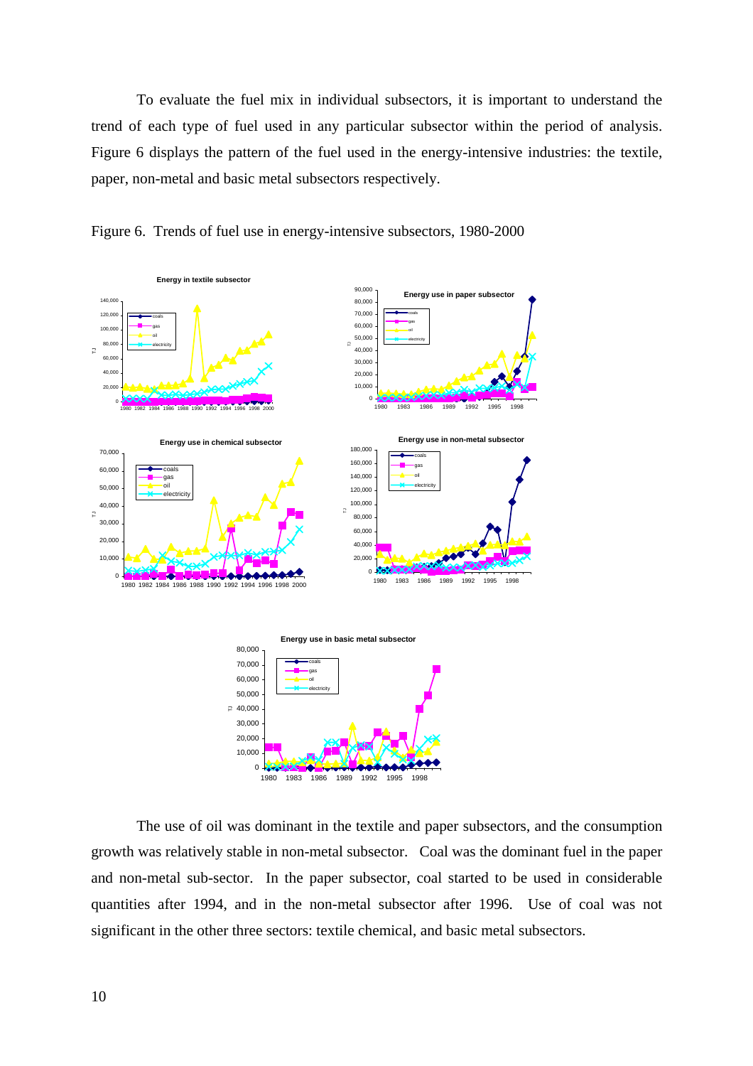To evaluate the fuel mix in individual subsectors, it is important to understand the trend of each type of fuel used in any particular subsector within the period of analysis. Figure 6 displays the pattern of the fuel used in the energy-intensive industries: the textile, paper, non-metal and basic metal subsectors respectively.

Figure 6. Trends of fuel use in energy-intensive subsectors, 1980-2000

The use of oil was dominant in the textile and paper subsectors, and the consumption growth was relatively stable in non-metal subsector. Coal was the dominant fuel in the paper and non-metal sub-sector. In the paper subsector, coal started to be used in considerable quantities after 1994, and in the non-metal subsector after 1996. Use of coal was not significant in the other three sectors: textile chemical, and basic metal subsectors.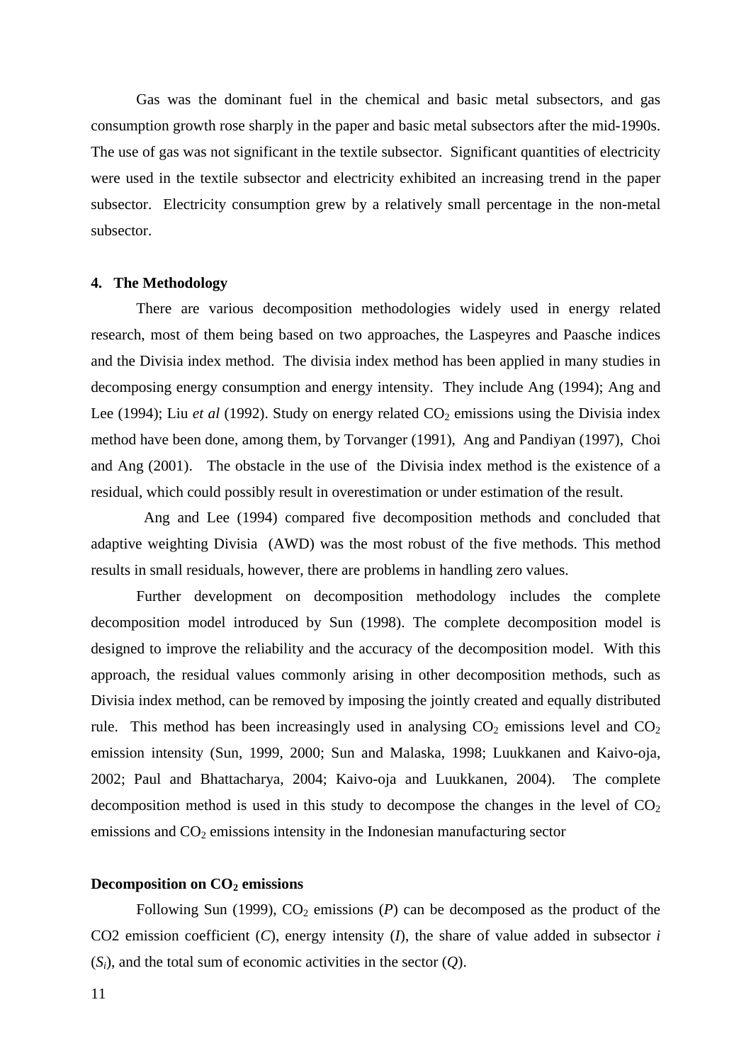Gas was the dominant fuel in the chemical and basic metal subsectors, and gas consumption growth rose sharply in the paper and basic metal subsectors after the mid-1990s. The use of gas was not significant in the textile subsector. Significant quantities of electricity were used in the textile subsector and electricity exhibited an increasing trend in the paper subsector. Electricity consumption grew by a relatively small percentage in the non-metal subsector.

## 4. The Methodology

There are various decomposition methodologies widely used in energy related research, most of them being based on two approaches, the Laspeyres and Paasche indices and the Divisia index method. The divisia index method has been applied in many studies in decomposing energy consumption and energy intensity. They include Ang (1994); Ang and Lee (1994); Liu *et al* (1992). Study on energy related $CO_2$ emissions using the Divisia index method have been done, among them, by Torvanger (1991), Ang and Pandiyan (1997), Choi and Ang (2001). The obstacle in the use of the Divisia index method is the existence of a residual, which could possibly result in overestimation or under estimation of the result.

Ang and Lee (1994) compared five decomposition methods and concluded that adaptive weighting Divisia (AWD) was the most robust of the five methods. This method results in small residuals, however, there are problems in handling zero values.

Further development on decomposition methodology includes the complete decomposition model introduced by Sun (1998). The complete decomposition model is designed to improve the reliability and the accuracy of the decomposition model. With this approach, the residual values commonly arising in other decomposition methods, such as Divisia index method, can be removed by imposing the jointly created and equally distributed rule. This method has been increasingly used in analysing $CO_2$ emissions level and $CO_2$ emission intensity (Sun, 1999, 2000; Sun and Malaska, 1998; Luukkanen and Kaivo-oja, 2002; Paul and Bhattacharya, 2004; Kaivo-oja and Luukkanen, 2004). The complete decomposition method is used in this study to decompose the changes in the level of $CO_2$ emissions and $CO_2$ emissions intensity in the Indonesian manufacturing sector

### Decomposition on $CO_2$ emissions

Following Sun (1999), $CO_2$ emissions ($P$) can be decomposed as the product of the CO2 emission coefficient ($C$), energy intensity ($I$), the share of value added in subsector $i$ ($S_i$), and the total sum of economic activities in the sector ($Q$).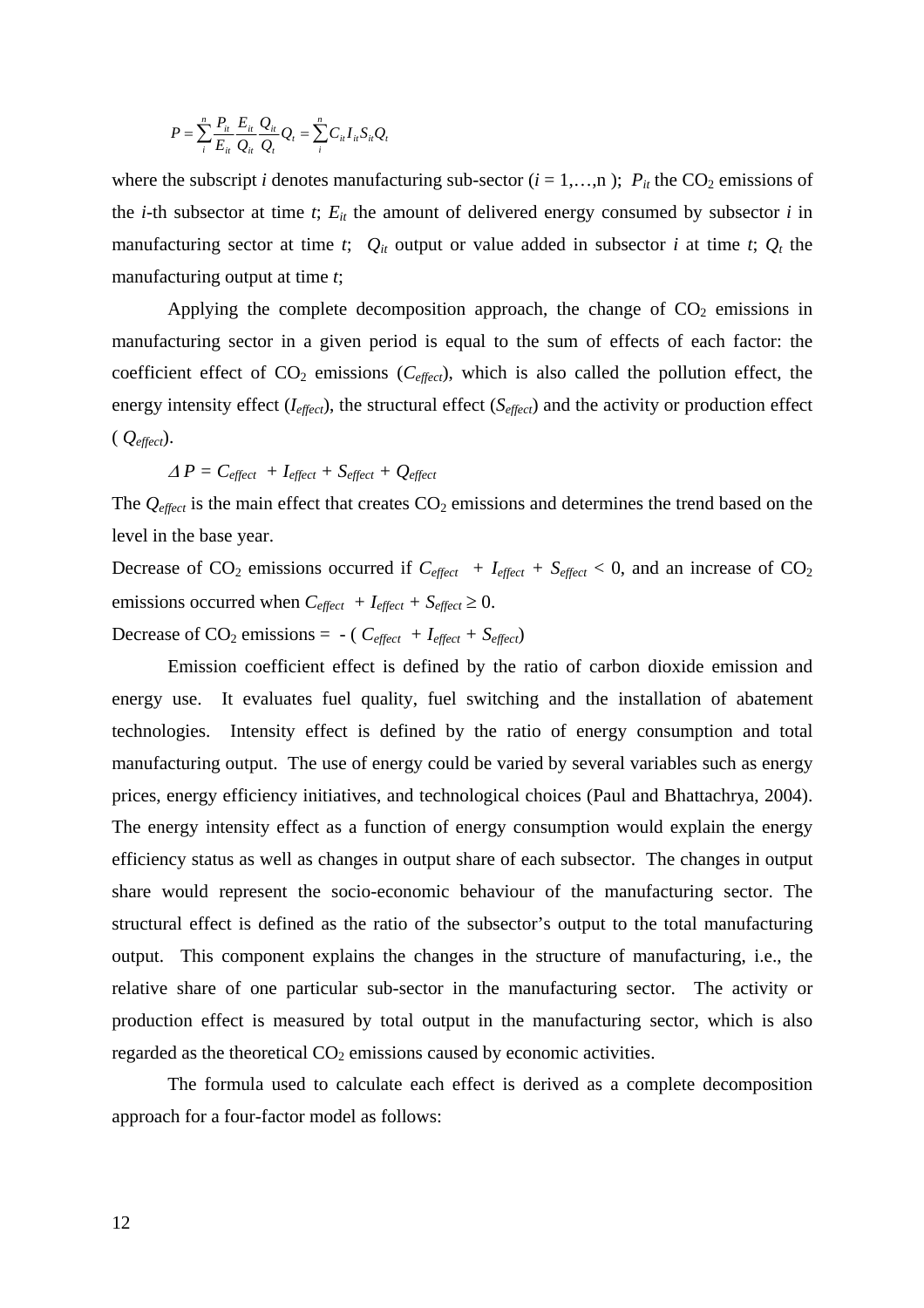$$P = \sum_{i}^{n} \frac{P_{it}}{E_{it}} \frac{E_{it}}{Q_{it}} \frac{Q_{it}}{Q_t} Q_t = \sum_{i}^{n} C_{it} I_{it} S_{it} Q_t$$

where the subscript *i* denotes manufacturing sub-sector ($i = 1,\ldots,n$ ); $P_{it}$ the $CO_2$ emissions of the *i*-th subsector at time *t*; $E_{it}$ the amount of delivered energy consumed by subsector *i* in manufacturing sector at time *t*; $Q_{it}$ output or value added in subsector *i* at time *t*; $Q_t$ the manufacturing output at time *t*;

Applying the complete decomposition approach, the change of $CO_2$ emissions in manufacturing sector in a given period is equal to the sum of effects of each factor: the coefficient effect of $CO_2$ emissions ($C_{effect}$), which is also called the pollution effect, the energy intensity effect ($I_{effect}$), the structural effect ($S_{effect}$) and the activity or production effect ( $Q_{effect}$).

$$\Delta P = C_{effect} + I_{effect} + S_{effect} + Q_{effect}$$

The $Q_{effect}$ is the main effect that creates $CO_2$ emissions and determines the trend based on the level in the base year.

Decrease of $CO_2$ emissions occurred if $C_{effect} + I_{effect} + S_{effect} < 0$, and an increase of $CO_2$ emissions occurred when $C_{effect} + I_{effect} + S_{effect} \geq 0$.

Decrease of $CO_2$ emissions = $-( C_{effect} + I_{effect} + S_{effect})$

Emission coefficient effect is defined by the ratio of carbon dioxide emission and energy use. It evaluates fuel quality, fuel switching and the installation of abatement technologies. Intensity effect is defined by the ratio of energy consumption and total manufacturing output. The use of energy could be varied by several variables such as energy prices, energy efficiency initiatives, and technological choices (Paul and Bhattachrya, 2004). The energy intensity effect as a function of energy consumption would explain the energy efficiency status as well as changes in output share of each subsector. The changes in output share would represent the socio-economic behaviour of the manufacturing sector. The structural effect is defined as the ratio of the subsector's output to the total manufacturing output. This component explains the changes in the structure of manufacturing, i.e., the relative share of one particular sub-sector in the manufacturing sector. The activity or production effect is measured by total output in the manufacturing sector, which is also regarded as the theoretical $CO_2$ emissions caused by economic activities.

The formula used to calculate each effect is derived as a complete decomposition approach for a four-factor model as follows: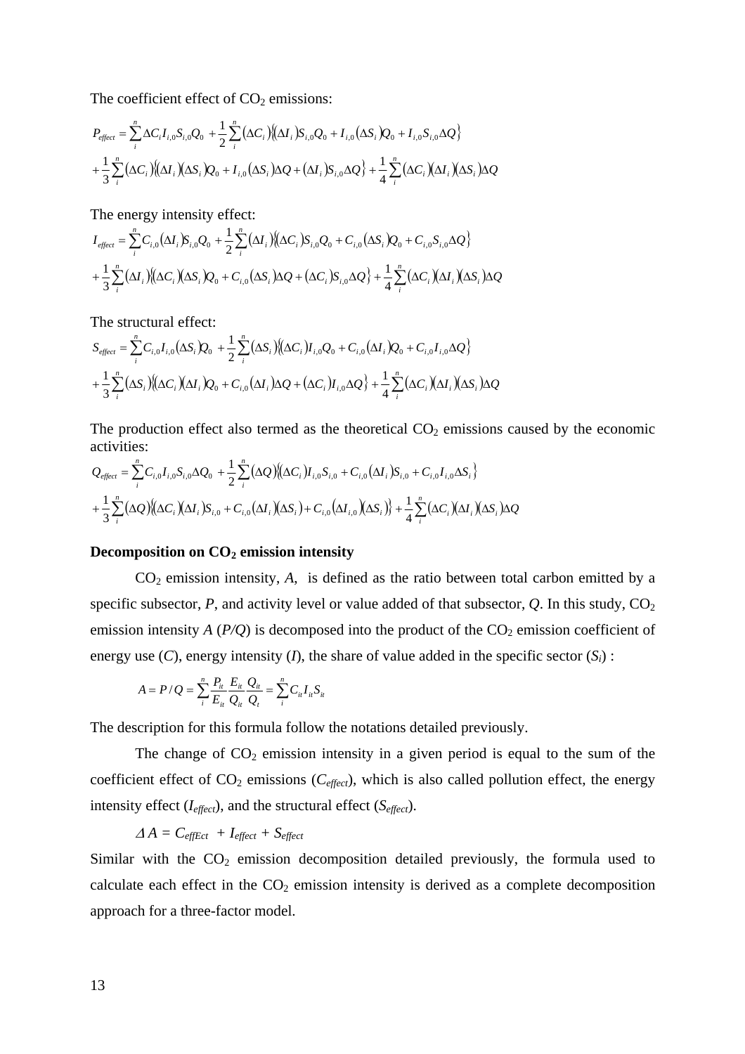The coefficient effect of $CO_2$ emissions:

$$P_{effect} = \sum_i^n \Delta C_i I_{i,0} S_{i,0} Q_0 + \frac{1}{2}\sum_i^n (\Delta C_i)\{(\Delta I_i) S_{i,0} Q_0 + I_{i,0}(\Delta S_i) Q_0 + I_{i,0} S_{i,0} \Delta Q\}$$
$$+ \frac{1}{3}\sum_i^n (\Delta C_i)\{(\Delta I_i)(\Delta S_i) Q_0 + I_{i,0}(\Delta S_i)\Delta Q + (\Delta I_i) S_{i,0} \Delta Q\} + \frac{1}{4}\sum_i^n (\Delta C_i)(\Delta I_i)(\Delta S_i)\Delta Q$$

The energy intensity effect:

$$I_{effect} = \sum_i^n C_{i,0}(\Delta I_i) S_{i,0} Q_0 + \frac{1}{2}\sum_i^n (\Delta I_i)\{(\Delta C_i) S_{i,0} Q_0 + C_{i,0}(\Delta S_i) Q_0 + C_{i,0} S_{i,0} \Delta Q\}$$
$$+ \frac{1}{3}\sum_i^n (\Delta I_i)\{(\Delta C_i)(\Delta S_i) Q_0 + C_{i,0}(\Delta S_i)\Delta Q + (\Delta C_i) S_{i,0} \Delta Q\} + \frac{1}{4}\sum_i^n (\Delta C_i)(\Delta I_i)(\Delta S_i)\Delta Q$$

The structural effect:

$$S_{effect} = \sum_i^n C_{i,0} I_{i,0}(\Delta S_i) Q_0 + \frac{1}{2}\sum_i^n (\Delta S_i)\{(\Delta C_i) I_{i,0} Q_0 + C_{i,0}(\Delta I_i) Q_0 + C_{i,0} I_{i,0} \Delta Q\}$$
$$+ \frac{1}{3}\sum_i^n (\Delta S_i)\{(\Delta C_i)(\Delta I_i) Q_0 + C_{i,0}(\Delta I_i)\Delta Q + (\Delta C_i) I_{i,0} \Delta Q\} + \frac{1}{4}\sum_i^n (\Delta C_i)(\Delta I_i)(\Delta S_i)\Delta Q$$

The production effect also termed as the theoretical $CO_2$ emissions caused by the economic activities:

$$Q_{effect} = \sum_i^n C_{i,0} I_{i,0} S_{i,0} \Delta Q_0 + \frac{1}{2}\sum_i^n (\Delta Q)\{(\Delta C_i) I_{i,0} S_{i,0} + C_{i,0}(\Delta I_i) S_{i,0} + C_{i,0} I_{i,0} \Delta S_i\}$$
$$+ \frac{1}{3}\sum_i^n (\Delta Q)\{(\Delta C_i)(\Delta I_i) S_{i,0} + C_{i,0}(\Delta I_i)(\Delta S_i) + C_{i,0}(\Delta I_{i,0})(\Delta S_i)\} + \frac{1}{4}\sum_i^n (\Delta C_i)(\Delta I_i)(\Delta S_i)\Delta Q$$

**Decomposition on $CO_2$ emission intensity**

$CO_2$ emission intensity, *A*, is defined as the ratio between total carbon emitted by a specific subsector, *P*, and activity level or value added of that subsector, *Q*. In this study, $CO_2$ emission intensity *A* (*P/Q*) is decomposed into the product of the $CO_2$ emission coefficient of energy use (*C*), energy intensity (*I*), the share of value added in the specific sector ($S_i$) :

$$A = P/Q = \sum_i^n \frac{P_{it}}{E_{it}} \frac{E_{it}}{Q_{it}} \frac{Q_{it}}{Q_t} = \sum_i^n C_{it} I_{it} S_{it}$$

The description for this formula follow the notations detailed previously.

The change of $CO_2$ emission intensity in a given period is equal to the sum of the coefficient effect of $CO_2$ emissions ($C_{effect}$), which is also called pollution effect, the energy intensity effect ($I_{effect}$), and the structural effect ($S_{effect}$).

$$\Delta A = C_{effEct} + I_{effect} + S_{effect}$$

Similar with the $CO_2$ emission decomposition detailed previously, the formula used to calculate each effect in the $CO_2$ emission intensity is derived as a complete decomposition approach for a three-factor model.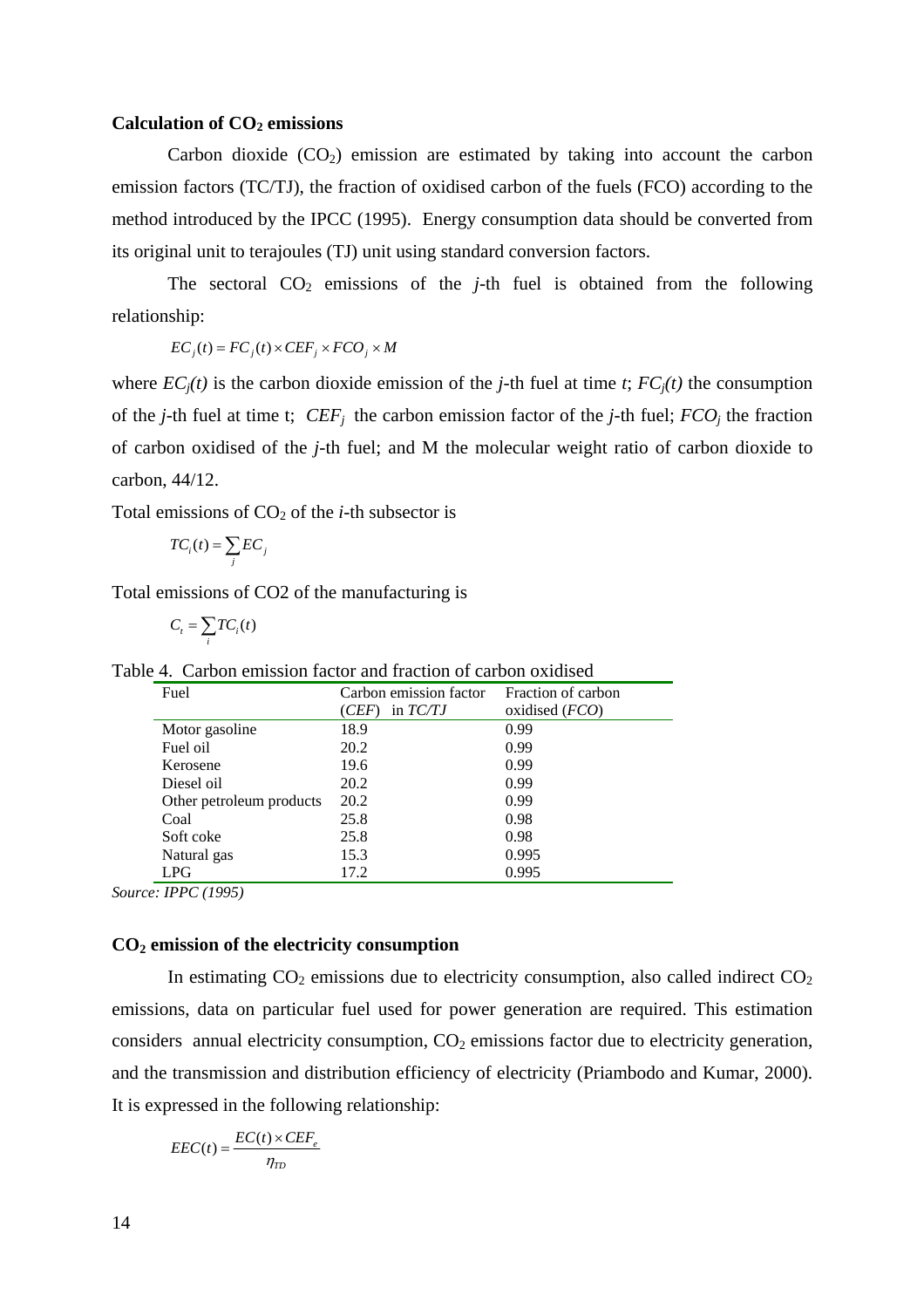**Calculation of $CO_2$ emissions**

Carbon dioxide ($CO_2$) emission are estimated by taking into account the carbon emission factors (TC/TJ), the fraction of oxidised carbon of the fuels (FCO) according to the method introduced by the IPCC (1995). Energy consumption data should be converted from its original unit to terajoules (TJ) unit using standard conversion factors.

The sectoral $CO_2$ emissions of the *j*-th fuel is obtained from the following relationship:

$$EC_j(t) = FC_j(t) \times CEF_j \times FCO_j \times M$$

where $EC_j(t)$ is the carbon dioxide emission of the *j*-th fuel at time *t*; $FC_j(t)$ the consumption of the *j*-th fuel at time t; $CEF_j$ the carbon emission factor of the *j*-th fuel; $FCO_j$ the fraction of carbon oxidised of the *j*-th fuel; and M the molecular weight ratio of carbon dioxide to carbon, 44/12.

Total emissions of $CO_2$ of the *i*-th subsector is

$$TC_i(t) = \sum_j EC_j$$

Total emissions of CO2 of the manufacturing is

$$C_t = \sum_i TC_i(t)$$

Table 4. Carbon emission factor and fraction of carbon oxidised

| Fuel | Carbon emission factor (*CEF*) in *TC/TJ* | Fraction of carbon oxidised (*FCO*) |
|---|---|---|
| Motor gasoline | 18.9 | 0.99 |
| Fuel oil | 20.2 | 0.99 |
| Kerosene | 19.6 | 0.99 |
| Diesel oil | 20.2 | 0.99 |
| Other petroleum products | 20.2 | 0.99 |
| Coal | 25.8 | 0.98 |
| Soft coke | 25.8 | 0.98 |
| Natural gas | 15.3 | 0.995 |
| LPG | 17.2 | 0.995 |

*Source: IPPC (1995)*

**$CO_2$ emission of the electricity consumption**

In estimating $CO_2$ emissions due to electricity consumption, also called indirect $CO_2$ emissions, data on particular fuel used for power generation are required. This estimation considers annual electricity consumption, $CO_2$ emissions factor due to electricity generation, and the transmission and distribution efficiency of electricity (Priambodo and Kumar, 2000). It is expressed in the following relationship:

$$EEC(t) = \frac{EC(t) \times CEF_e}{\eta_{TD}}$$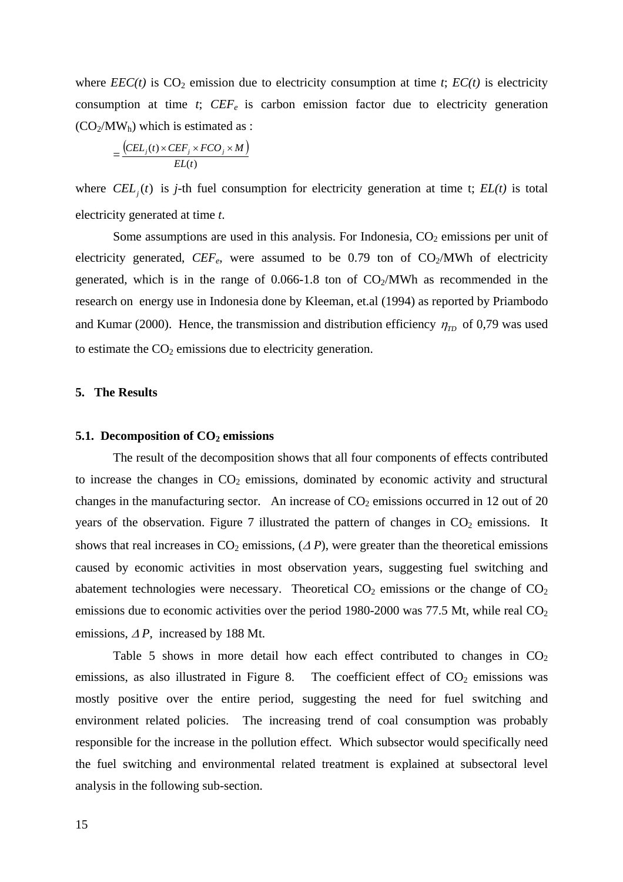where $EEC(t)$ is $CO_2$ emission due to electricity consumption at time $t$; $EC(t)$ is electricity consumption at time $t$; $CEF_e$ is carbon emission factor due to electricity generation ($CO_2/MW_h$) which is estimated as :

$$= \frac{\left(CEL_j(t) \times CEF_j \times FCO_j \times M\right)}{EL(t)}$$

where $CEL_j(t)$ is $j$-th fuel consumption for electricity generation at time t; $EL(t)$ is total electricity generated at time $t$.

Some assumptions are used in this analysis. For Indonesia, $CO_2$ emissions per unit of electricity generated, $CEF_e$, were assumed to be 0.79 ton of $CO_2$/MWh of electricity generated, which is in the range of 0.066-1.8 ton of $CO_2$/MWh as recommended in the research on energy use in Indonesia done by Kleeman, et.al (1994) as reported by Priambodo and Kumar (2000). Hence, the transmission and distribution efficiency $\eta_{TD}$ of 0,79 was used to estimate the $CO_2$ emissions due to electricity generation.

## 5. The Results

### 5.1. Decomposition of $CO_2$ emissions

The result of the decomposition shows that all four components of effects contributed to increase the changes in $CO_2$ emissions, dominated by economic activity and structural changes in the manufacturing sector. An increase of $CO_2$ emissions occurred in 12 out of 20 years of the observation. Figure 7 illustrated the pattern of changes in $CO_2$ emissions. It shows that real increases in $CO_2$ emissions, ($\Delta P$), were greater than the theoretical emissions caused by economic activities in most observation years, suggesting fuel switching and abatement technologies were necessary. Theoretical $CO_2$ emissions or the change of $CO_2$ emissions due to economic activities over the period 1980-2000 was 77.5 Mt, while real $CO_2$ emissions, $\Delta P$, increased by 188 Mt.

Table 5 shows in more detail how each effect contributed to changes in $CO_2$ emissions, as also illustrated in Figure 8. The coefficient effect of $CO_2$ emissions was mostly positive over the entire period, suggesting the need for fuel switching and environment related policies. The increasing trend of coal consumption was probably responsible for the increase in the pollution effect. Which subsector would specifically need the fuel switching and environmental related treatment is explained at subsectoral level analysis in the following sub-section.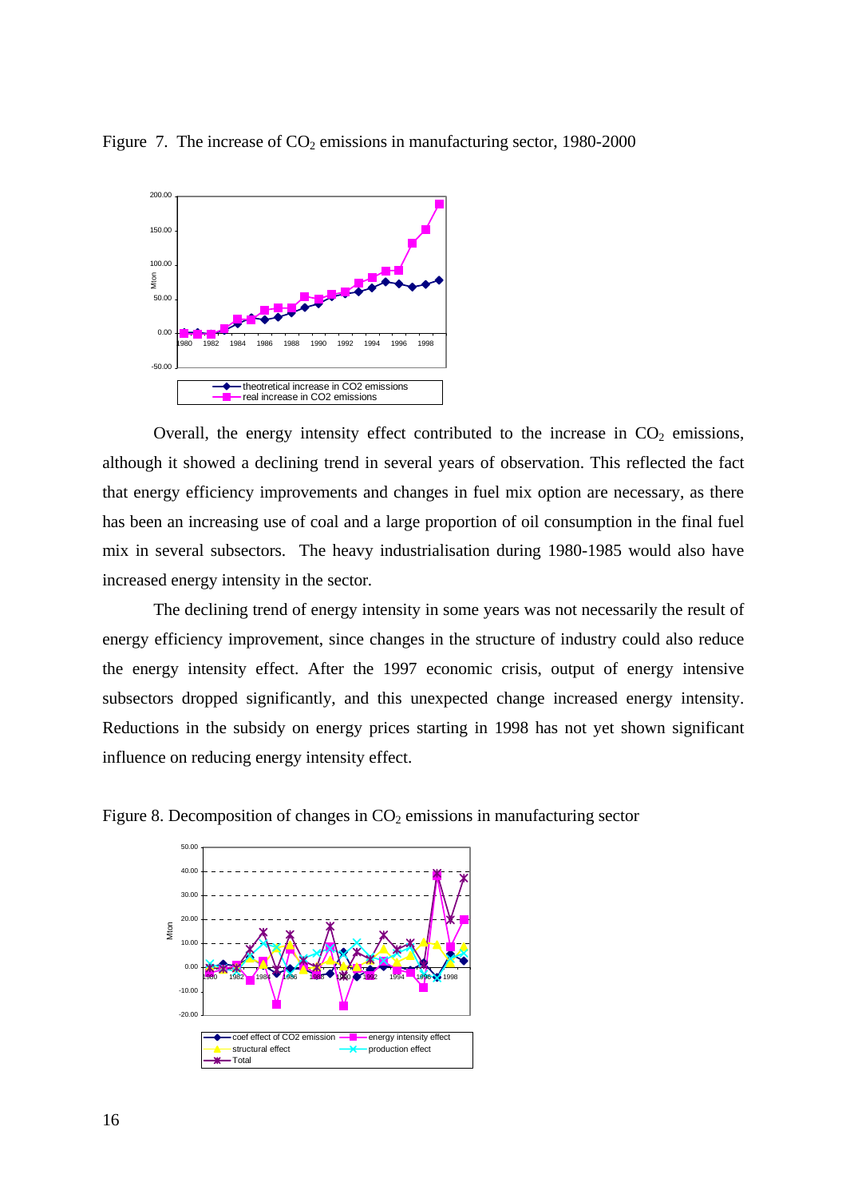Figure 7. The increase of $CO_2$ emissions in manufacturing sector, 1980-2000

Overall, the energy intensity effect contributed to the increase in $CO_2$ emissions, although it showed a declining trend in several years of observation. This reflected the fact that energy efficiency improvements and changes in fuel mix option are necessary, as there has been an increasing use of coal and a large proportion of oil consumption in the final fuel mix in several subsectors. The heavy industrialisation during 1980-1985 would also have increased energy intensity in the sector.

The declining trend of energy intensity in some years was not necessarily the result of energy efficiency improvement, since changes in the structure of industry could also reduce the energy intensity effect. After the 1997 economic crisis, output of energy intensive subsectors dropped significantly, and this unexpected change increased energy intensity. Reductions in the subsidy on energy prices starting in 1998 has not yet shown significant influence on reducing energy intensity effect.

Figure 8. Decomposition of changes in $CO_2$ emissions in manufacturing sector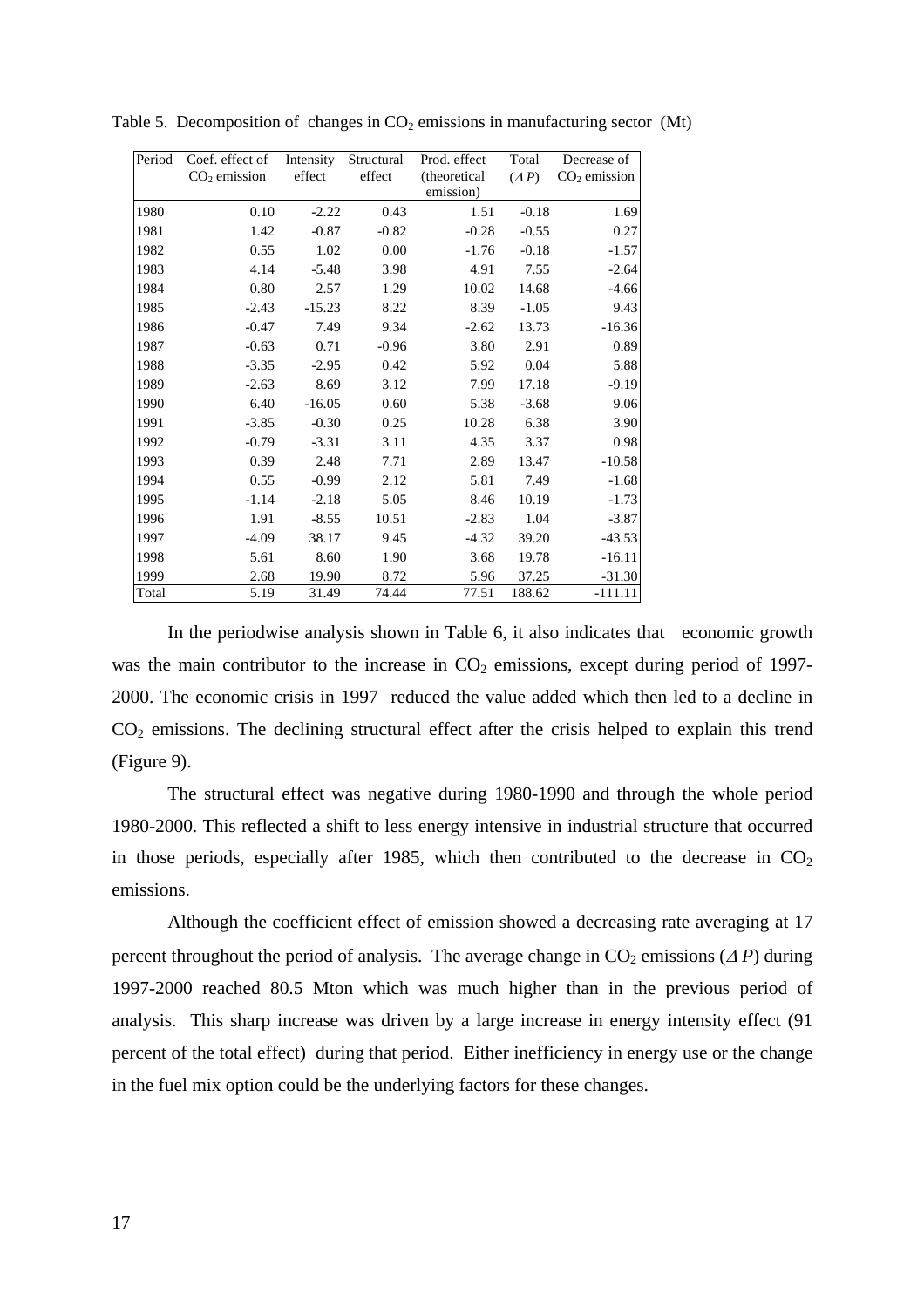Table 5. Decomposition of changes in $CO_2$ emissions in manufacturing sector (Mt)

| Period | Coef. effect of $CO_2$ emission | Intensity effect | Structural effect | Prod. effect (theoretical emission) | Total ($\Delta P$) | Decrease of $CO_2$ emission |
|---|---|---|---|---|---|---|
| 1980 | 0.10 | -2.22 | 0.43 | 1.51 | -0.18 | 1.69 |
| 1981 | 1.42 | -0.87 | -0.82 | -0.28 | -0.55 | 0.27 |
| 1982 | 0.55 | 1.02 | 0.00 | -1.76 | -0.18 | -1.57 |
| 1983 | 4.14 | -5.48 | 3.98 | 4.91 | 7.55 | -2.64 |
| 1984 | 0.80 | 2.57 | 1.29 | 10.02 | 14.68 | -4.66 |
| 1985 | -2.43 | -15.23 | 8.22 | 8.39 | -1.05 | 9.43 |
| 1986 | -0.47 | 7.49 | 9.34 | -2.62 | 13.73 | -16.36 |
| 1987 | -0.63 | 0.71 | -0.96 | 3.80 | 2.91 | 0.89 |
| 1988 | -3.35 | -2.95 | 0.42 | 5.92 | 0.04 | 5.88 |
| 1989 | -2.63 | 8.69 | 3.12 | 7.99 | 17.18 | -9.19 |
| 1990 | 6.40 | -16.05 | 0.60 | 5.38 | -3.68 | 9.06 |
| 1991 | -3.85 | -0.30 | 0.25 | 10.28 | 6.38 | 3.90 |
| 1992 | -0.79 | -3.31 | 3.11 | 4.35 | 3.37 | 0.98 |
| 1993 | 0.39 | 2.48 | 7.71 | 2.89 | 13.47 | -10.58 |
| 1994 | 0.55 | -0.99 | 2.12 | 5.81 | 7.49 | -1.68 |
| 1995 | -1.14 | -2.18 | 5.05 | 8.46 | 10.19 | -1.73 |
| 1996 | 1.91 | -8.55 | 10.51 | -2.83 | 1.04 | -3.87 |
| 1997 | -4.09 | 38.17 | 9.45 | -4.32 | 39.20 | -43.53 |
| 1998 | 5.61 | 8.60 | 1.90 | 3.68 | 19.78 | -16.11 |
| 1999 | 2.68 | 19.90 | 8.72 | 5.96 | 37.25 | -31.30 |
| Total | 5.19 | 31.49 | 74.44 | 77.51 | 188.62 | -111.11 |

In the periodwise analysis shown in Table 6, it also indicates that economic growth was the main contributor to the increase in $CO_2$ emissions, except during period of 1997-2000. The economic crisis in 1997 reduced the value added which then led to a decline in $CO_2$ emissions. The declining structural effect after the crisis helped to explain this trend (Figure 9).

The structural effect was negative during 1980-1990 and through the whole period 1980-2000. This reflected a shift to less energy intensive in industrial structure that occurred in those periods, especially after 1985, which then contributed to the decrease in $CO_2$ emissions.

Although the coefficient effect of emission showed a decreasing rate averaging at 17 percent throughout the period of analysis. The average change in $CO_2$ emissions ($\Delta P$) during 1997-2000 reached 80.5 Mton which was much higher than in the previous period of analysis. This sharp increase was driven by a large increase in energy intensity effect (91 percent of the total effect) during that period. Either inefficiency in energy use or the change in the fuel mix option could be the underlying factors for these changes.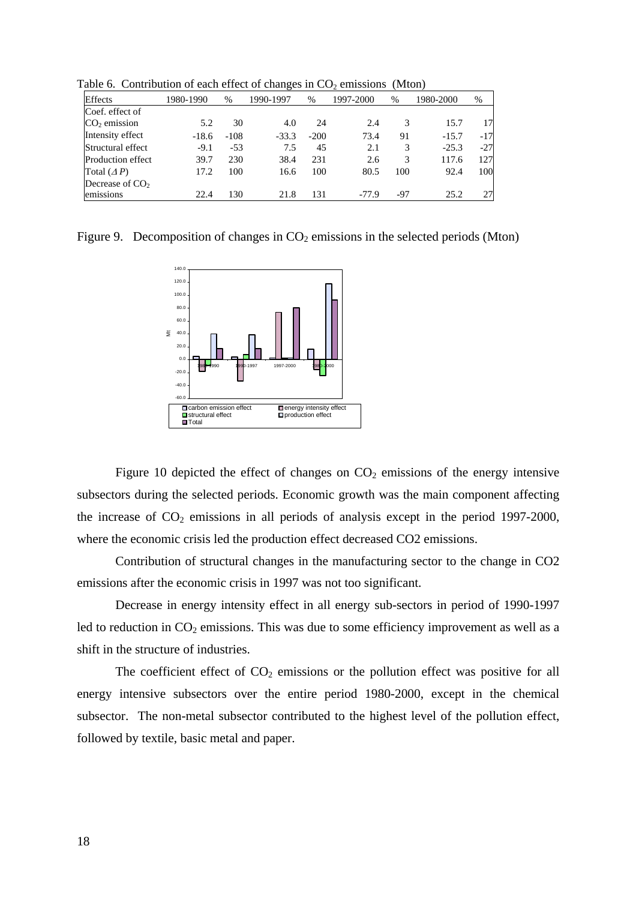Table 6. Contribution of each effect of changes in $CO_2$ emissions (Mton)

| Effects | 1980-1990 | % | 1990-1997 | % | 1997-2000 | % | 1980-2000 | % |
|---|---|---|---|---|---|---|---|---|
| Coef. effect of $CO_2$ emission | 5.2 | 30 | 4.0 | 24 | 2.4 | 3 | 15.7 | 17 |
| Intensity effect | -18.6 | -108 | -33.3 | -200 | 73.4 | 91 | -15.7 | -17 |
| Structural effect | -9.1 | -53 | 7.5 | 45 | 2.1 | 3 | -25.3 | -27 |
| Production effect | 39.7 | 230 | 38.4 | 231 | 2.6 | 3 | 117.6 | 127 |
| Total ($\Delta P$) | 17.2 | 100 | 16.6 | 100 | 80.5 | 100 | 92.4 | 100 |
| Decrease of $CO_2$ emissions | 22.4 | 130 | 21.8 | 131 | -77.9 | -97 | 25.2 | 27 |

Figure 9. Decomposition of changes in $CO_2$ emissions in the selected periods (Mton)

Figure 10 depicted the effect of changes on $CO_2$ emissions of the energy intensive subsectors during the selected periods. Economic growth was the main component affecting the increase of $CO_2$ emissions in all periods of analysis except in the period 1997-2000, where the economic crisis led the production effect decreased CO2 emissions.

Contribution of structural changes in the manufacturing sector to the change in CO2 emissions after the economic crisis in 1997 was not too significant.

Decrease in energy intensity effect in all energy sub-sectors in period of 1990-1997 led to reduction in $CO_2$ emissions. This was due to some efficiency improvement as well as a shift in the structure of industries.

The coefficient effect of $CO_2$ emissions or the pollution effect was positive for all energy intensive subsectors over the entire period 1980-2000, except in the chemical subsector. The non-metal subsector contributed to the highest level of the pollution effect, followed by textile, basic metal and paper.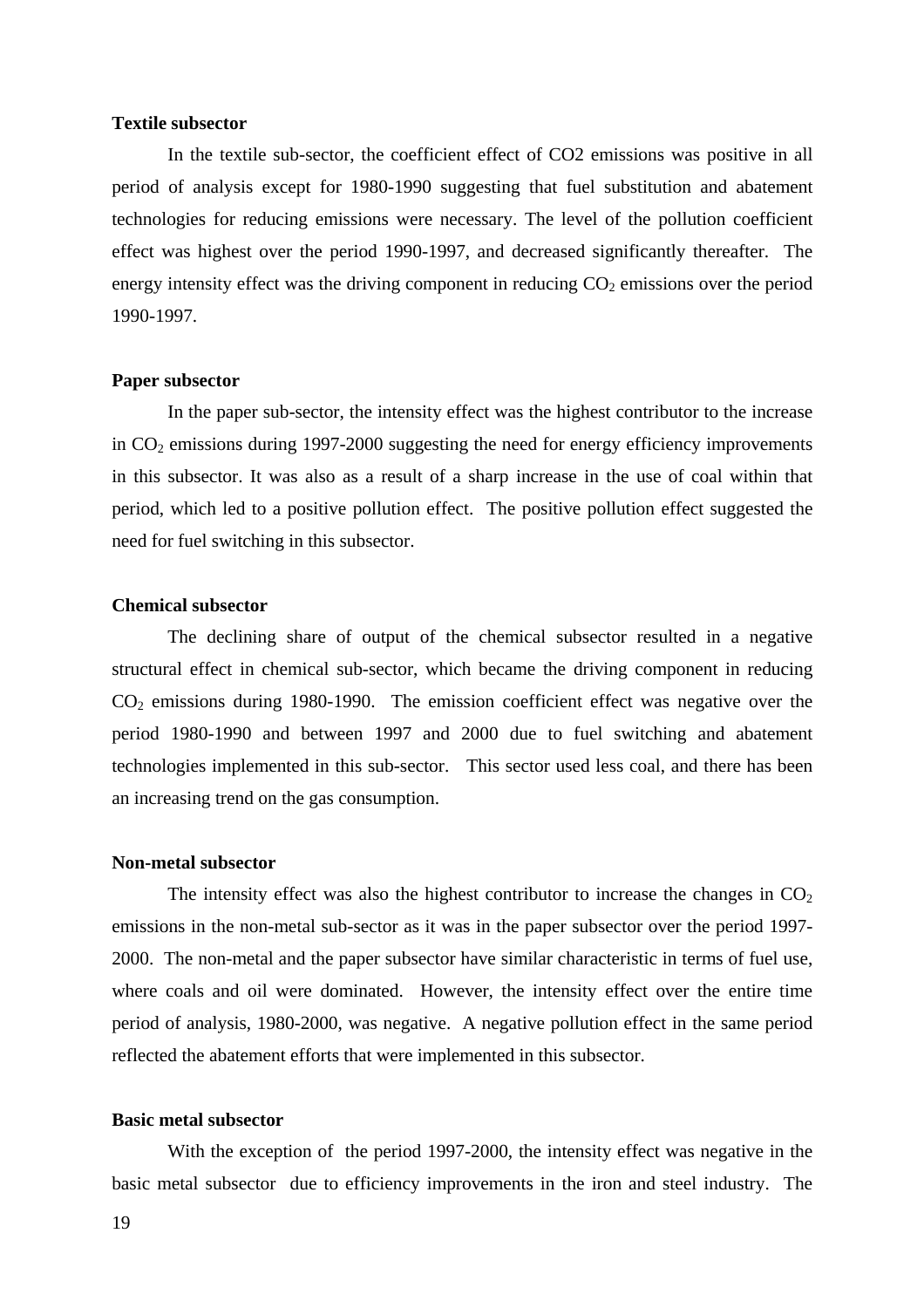**Textile subsector**

In the textile sub-sector, the coefficient effect of CO2 emissions was positive in all period of analysis except for 1980-1990 suggesting that fuel substitution and abatement technologies for reducing emissions were necessary. The level of the pollution coefficient effect was highest over the period 1990-1997, and decreased significantly thereafter. The energy intensity effect was the driving component in reducing $CO_2$ emissions over the period 1990-1997.

**Paper subsector**

In the paper sub-sector, the intensity effect was the highest contributor to the increase in $CO_2$ emissions during 1997-2000 suggesting the need for energy efficiency improvements in this subsector. It was also as a result of a sharp increase in the use of coal within that period, which led to a positive pollution effect. The positive pollution effect suggested the need for fuel switching in this subsector.

**Chemical subsector**

The declining share of output of the chemical subsector resulted in a negative structural effect in chemical sub-sector, which became the driving component in reducing $CO_2$ emissions during 1980-1990. The emission coefficient effect was negative over the period 1980-1990 and between 1997 and 2000 due to fuel switching and abatement technologies implemented in this sub-sector. This sector used less coal, and there has been an increasing trend on the gas consumption.

**Non-metal subsector**

The intensity effect was also the highest contributor to increase the changes in $CO_2$ emissions in the non-metal sub-sector as it was in the paper subsector over the period 1997-2000. The non-metal and the paper subsector have similar characteristic in terms of fuel use, where coals and oil were dominated. However, the intensity effect over the entire time period of analysis, 1980-2000, was negative. A negative pollution effect in the same period reflected the abatement efforts that were implemented in this subsector.

**Basic metal subsector**

With the exception of the period 1997-2000, the intensity effect was negative in the basic metal subsector due to efficiency improvements in the iron and steel industry. The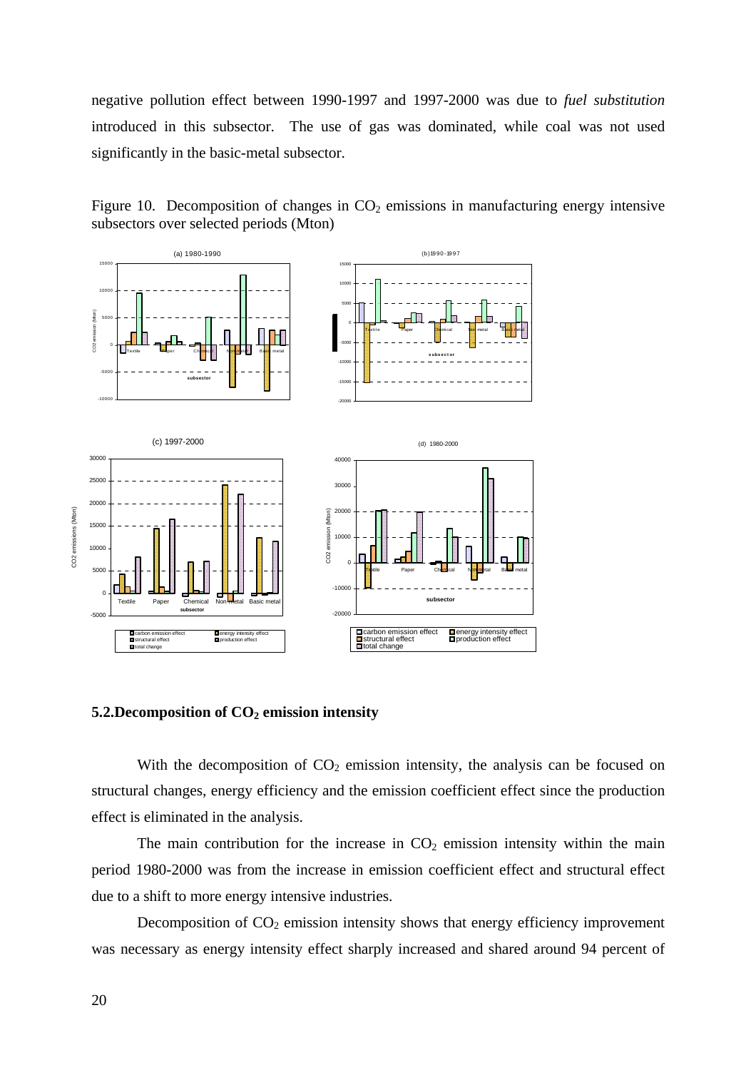negative pollution effect between 1990-1997 and 1997-2000 was due to *fuel substitution* introduced in this subsector. The use of gas was dominated, while coal was not used significantly in the basic-metal subsector.

Figure 10. Decomposition of changes in $CO_2$ emissions in manufacturing energy intensive subsectors over selected periods (Mton)

### 5.2. Decomposition of $CO_2$ emission intensity

With the decomposition of $CO_2$ emission intensity, the analysis can be focused on structural changes, energy efficiency and the emission coefficient effect since the production effect is eliminated in the analysis.

The main contribution for the increase in $CO_2$ emission intensity within the main period 1980-2000 was from the increase in emission coefficient effect and structural effect due to a shift to more energy intensive industries.

Decomposition of $CO_2$ emission intensity shows that energy efficiency improvement was necessary as energy intensity effect sharply increased and shared around 94 percent of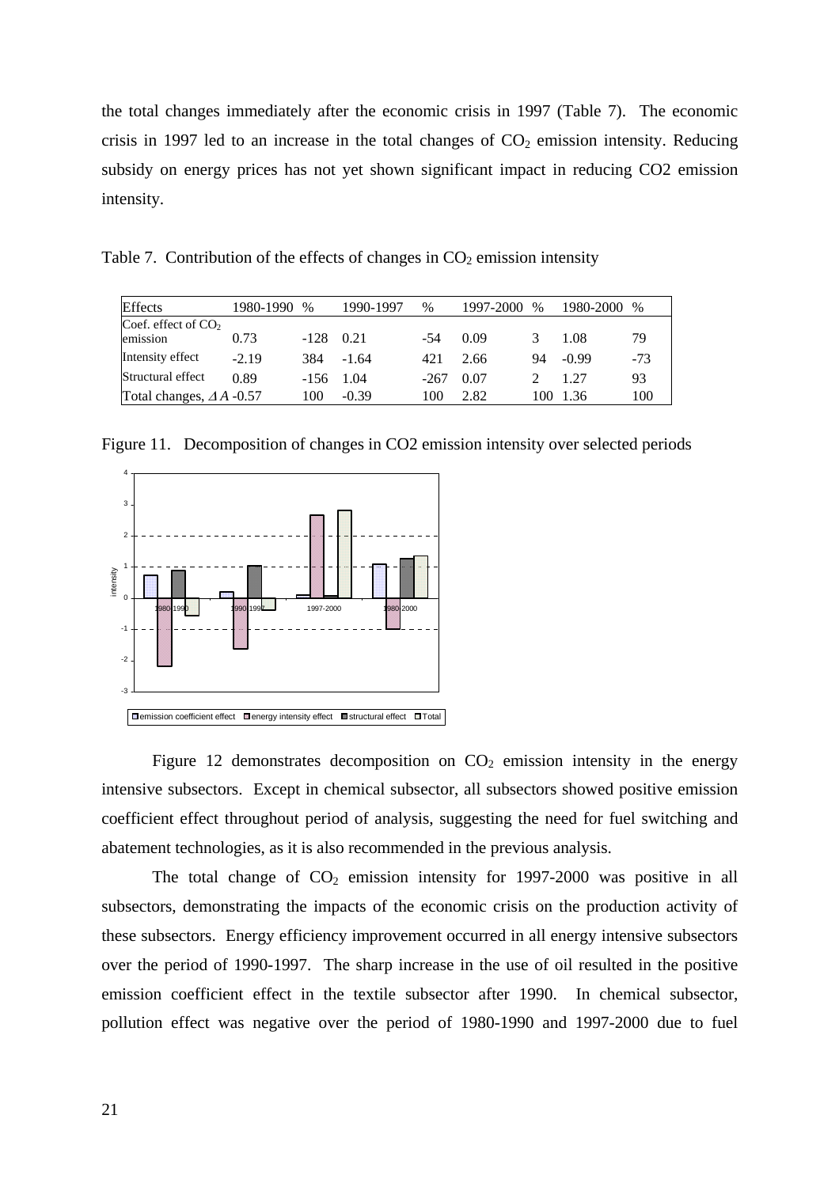the total changes immediately after the economic crisis in 1997 (Table 7). The economic crisis in 1997 led to an increase in the total changes of $CO_2$ emission intensity. Reducing subsidy on energy prices has not yet shown significant impact in reducing CO2 emission intensity.

Table 7. Contribution of the effects of changes in $CO_2$ emission intensity

| Effects | 1980-1990 | % | 1990-1997 | % | 1997-2000 | % | 1980-2000 | % |
|---|---|---|---|---|---|---|---|---|
| Coef. effect of $CO_2$ emission | 0.73 | -128 | 0.21 | -54 | 0.09 | 3 | 1.08 | 79 |
| Intensity effect | -2.19 | 384 | -1.64 | 421 | 2.66 | 94 | -0.99 | -73 |
| Structural effect | 0.89 | -156 | 1.04 | -267 | 0.07 | 2 | 1.27 | 93 |
| Total changes, $\Delta A$ | -0.57 | 100 | -0.39 | 100 | 2.82 | 100 | 1.36 | 100 |

Figure 11. Decomposition of changes in CO2 emission intensity over selected periods

Figure 12 demonstrates decomposition on $CO_2$ emission intensity in the energy intensive subsectors. Except in chemical subsector, all subsectors showed positive emission coefficient effect throughout period of analysis, suggesting the need for fuel switching and abatement technologies, as it is also recommended in the previous analysis.

The total change of $CO_2$ emission intensity for 1997-2000 was positive in all subsectors, demonstrating the impacts of the economic crisis on the production activity of these subsectors. Energy efficiency improvement occurred in all energy intensive subsectors over the period of 1990-1997. The sharp increase in the use of oil resulted in the positive emission coefficient effect in the textile subsector after 1990. In chemical subsector, pollution effect was negative over the period of 1980-1990 and 1997-2000 due to fuel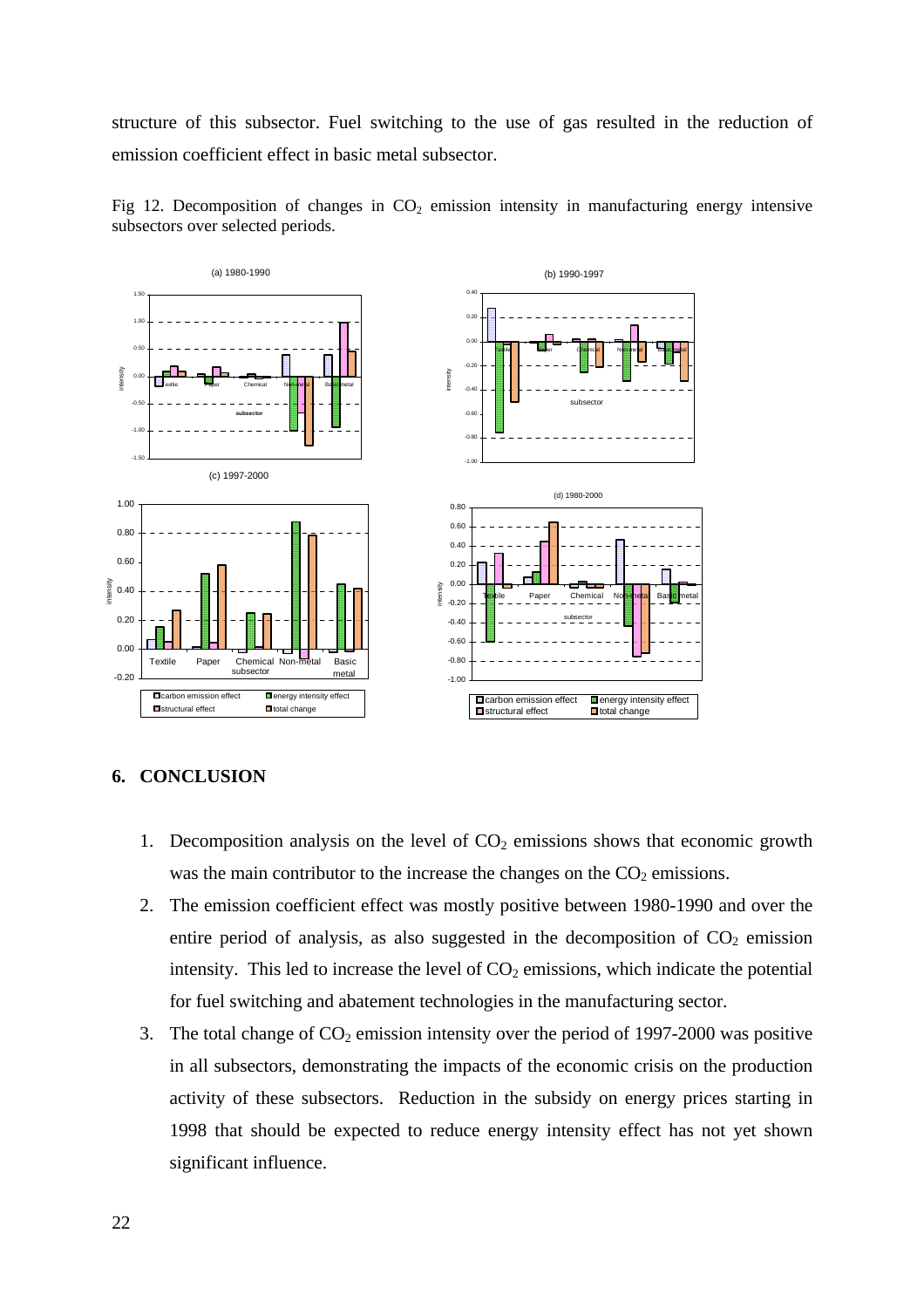structure of this subsector. Fuel switching to the use of gas resulted in the reduction of emission coefficient effect in basic metal subsector.

Fig 12. Decomposition of changes in $CO_2$ emission intensity in manufacturing energy intensive subsectors over selected periods.

## 6. CONCLUSION

1. Decomposition analysis on the level of $CO_2$ emissions shows that economic growth was the main contributor to the increase the changes on the $CO_2$ emissions.
2. The emission coefficient effect was mostly positive between 1980-1990 and over the entire period of analysis, as also suggested in the decomposition of $CO_2$ emission intensity. This led to increase the level of $CO_2$ emissions, which indicate the potential for fuel switching and abatement technologies in the manufacturing sector.
3. The total change of $CO_2$ emission intensity over the period of 1997-2000 was positive in all subsectors, demonstrating the impacts of the economic crisis on the production activity of these subsectors. Reduction in the subsidy on energy prices starting in 1998 that should be expected to reduce energy intensity effect has not yet shown significant influence.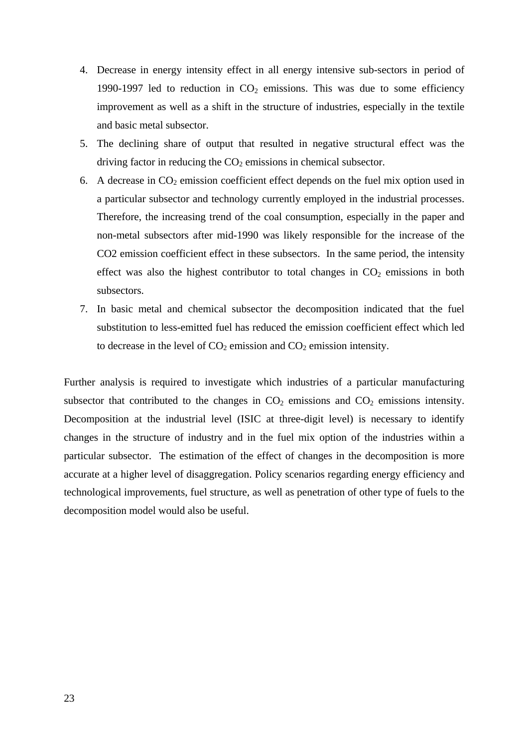4. Decrease in energy intensity effect in all energy intensive sub-sectors in period of 1990-1997 led to reduction in $CO_2$ emissions. This was due to some efficiency improvement as well as a shift in the structure of industries, especially in the textile and basic metal subsector.
5. The declining share of output that resulted in negative structural effect was the driving factor in reducing the $CO_2$ emissions in chemical subsector.
6. A decrease in $CO_2$ emission coefficient effect depends on the fuel mix option used in a particular subsector and technology currently employed in the industrial processes. Therefore, the increasing trend of the coal consumption, especially in the paper and non-metal subsectors after mid-1990 was likely responsible for the increase of the CO2 emission coefficient effect in these subsectors. In the same period, the intensity effect was also the highest contributor to total changes in $CO_2$ emissions in both subsectors.
7. In basic metal and chemical subsector the decomposition indicated that the fuel substitution to less-emitted fuel has reduced the emission coefficient effect which led to decrease in the level of $CO_2$ emission and $CO_2$ emission intensity.

Further analysis is required to investigate which industries of a particular manufacturing subsector that contributed to the changes in $CO_2$ emissions and $CO_2$ emissions intensity. Decomposition at the industrial level (ISIC at three-digit level) is necessary to identify changes in the structure of industry and in the fuel mix option of the industries within a particular subsector. The estimation of the effect of changes in the decomposition is more accurate at a higher level of disaggregation. Policy scenarios regarding energy efficiency and technological improvements, fuel structure, as well as penetration of other type of fuels to the decomposition model would also be useful.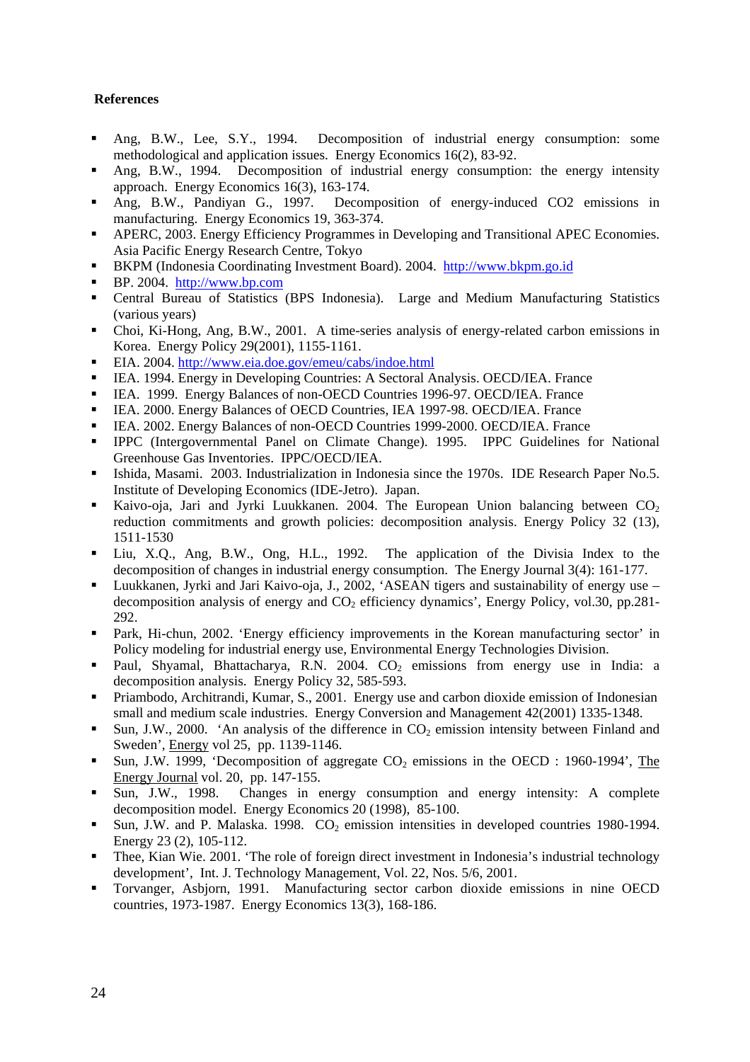**References**

- Ang, B.W., Lee, S.Y., 1994. Decomposition of industrial energy consumption: some methodological and application issues. Energy Economics 16(2), 83-92.
- Ang, B.W., 1994. Decomposition of industrial energy consumption: the energy intensity approach. Energy Economics 16(3), 163-174.
- Ang, B.W., Pandiyan G., 1997. Decomposition of energy-induced CO2 emissions in manufacturing. Energy Economics 19, 363-374.
- APERC, 2003. Energy Efficiency Programmes in Developing and Transitional APEC Economies. Asia Pacific Energy Research Centre, Tokyo
- BKPM (Indonesia Coordinating Investment Board). 2004. http://www.bkpm.go.id
- BP. 2004. http://www.bp.com
- Central Bureau of Statistics (BPS Indonesia). Large and Medium Manufacturing Statistics (various years)
- Choi, Ki-Hong, Ang, B.W., 2001. A time-series analysis of energy-related carbon emissions in Korea. Energy Policy 29(2001), 1155-1161.
- EIA. 2004. http://www.eia.doe.gov/emeu/cabs/indoe.html
- IEA. 1994. Energy in Developing Countries: A Sectoral Analysis. OECD/IEA. France
- IEA. 1999. Energy Balances of non-OECD Countries 1996-97. OECD/IEA. France
- IEA. 2000. Energy Balances of OECD Countries, IEA 1997-98. OECD/IEA. France
- IEA. 2002. Energy Balances of non-OECD Countries 1999-2000. OECD/IEA. France
- IPPC (Intergovernmental Panel on Climate Change). 1995. IPPC Guidelines for National Greenhouse Gas Inventories. IPPC/OECD/IEA.
- Ishida, Masami. 2003. Industrialization in Indonesia since the 1970s. IDE Research Paper No.5. Institute of Developing Economics (IDE-Jetro). Japan.
- Kaivo-oja, Jari and Jyrki Luukkanen. 2004. The European Union balancing between $CO_2$ reduction commitments and growth policies: decomposition analysis. Energy Policy 32 (13), 1511-1530
- Liu, X.Q., Ang, B.W., Ong, H.L., 1992. The application of the Divisia Index to the decomposition of changes in industrial energy consumption. The Energy Journal 3(4): 161-177.
- Luukkanen, Jyrki and Jari Kaivo-oja, J., 2002, 'ASEAN tigers and sustainability of energy use – decomposition analysis of energy and $CO_2$ efficiency dynamics', Energy Policy, vol.30, pp.281-292.
- Park, Hi-chun, 2002. 'Energy efficiency improvements in the Korean manufacturing sector' in Policy modeling for industrial energy use, Environmental Energy Technologies Division.
- Paul, Shyamal, Bhattacharya, R.N. 2004. $CO_2$ emissions from energy use in India: a decomposition analysis. Energy Policy 32, 585-593.
- Priambodo, Architrandi, Kumar, S., 2001. Energy use and carbon dioxide emission of Indonesian small and medium scale industries. Energy Conversion and Management 42(2001) 1335-1348.
- Sun, J.W., 2000. 'An analysis of the difference in $CO_2$ emission intensity between Finland and Sweden', Energy vol 25, pp. 1139-1146.
- Sun, J.W. 1999, 'Decomposition of aggregate $CO_2$ emissions in the OECD : 1960-1994', The Energy Journal vol. 20, pp. 147-155.
- Sun, J.W., 1998. Changes in energy consumption and energy intensity: A complete decomposition model. Energy Economics 20 (1998), 85-100.
- Sun, J.W. and P. Malaska. 1998. $CO_2$ emission intensities in developed countries 1980-1994. Energy 23 (2), 105-112.
- Thee, Kian Wie. 2001. 'The role of foreign direct investment in Indonesia's industrial technology development', Int. J. Technology Management, Vol. 22, Nos. 5/6, 2001.
- Torvanger, Asbjorn, 1991. Manufacturing sector carbon dioxide emissions in nine OECD countries, 1973-1987. Energy Economics 13(3), 168-186.